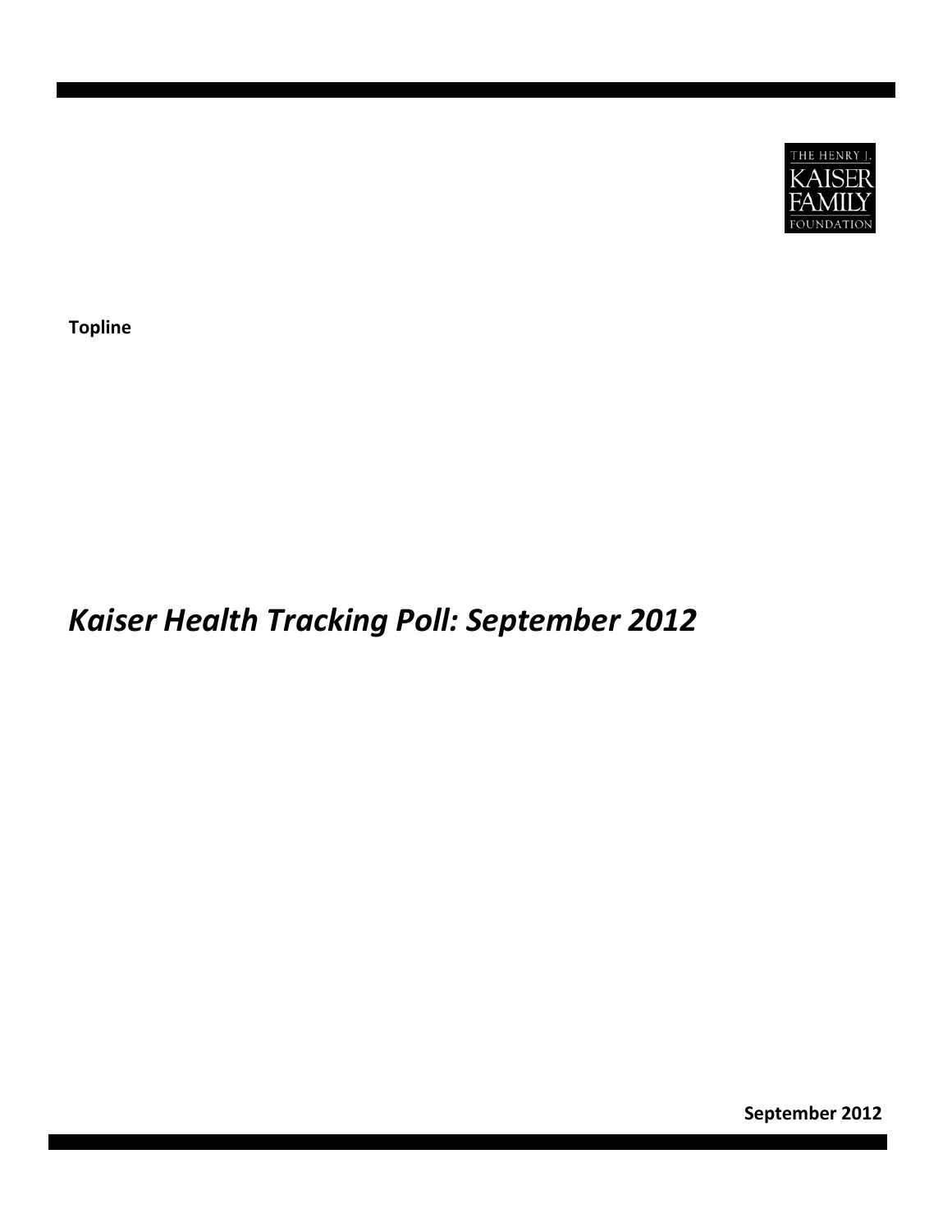THE HENRY J. KAISER FAMILY FOUNDATION

**Topline**

# *Kaiser Health Tracking Poll: September 2012*

**September 2012**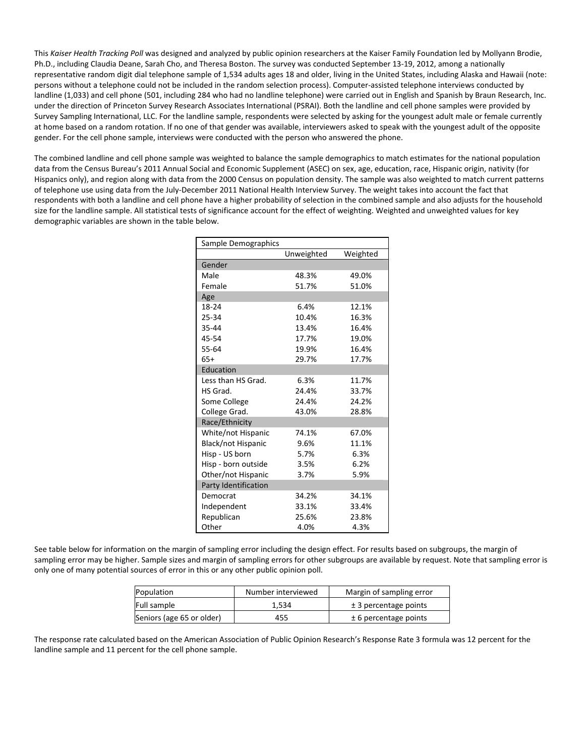This *Kaiser Health Tracking Poll* was designed and analyzed by public opinion researchers at the Kaiser Family Foundation led by Mollyann Brodie, Ph.D., including Claudia Deane, Sarah Cho, and Theresa Boston. The survey was conducted September 13-19, 2012, among a nationally representative random digit dial telephone sample of 1,534 adults ages 18 and older, living in the United States, including Alaska and Hawaii (note: persons without a telephone could not be included in the random selection process). Computer-assisted telephone interviews conducted by landline (1,033) and cell phone (501, including 284 who had no landline telephone) were carried out in English and Spanish by Braun Research, Inc. under the direction of Princeton Survey Research Associates International (PSRAI). Both the landline and cell phone samples were provided by Survey Sampling International, LLC. For the landline sample, respondents were selected by asking for the youngest adult male or female currently at home based on a random rotation. If no one of that gender was available, interviewers asked to speak with the youngest adult of the opposite gender. For the cell phone sample, interviews were conducted with the person who answered the phone.

The combined landline and cell phone sample was weighted to balance the sample demographics to match estimates for the national population data from the Census Bureau's 2011 Annual Social and Economic Supplement (ASEC) on sex, age, education, race, Hispanic origin, nativity (for Hispanics only), and region along with data from the 2000 Census on population density. The sample was also weighted to match current patterns of telephone use using data from the July-December 2011 National Health Interview Survey. The weight takes into account the fact that respondents with both a landline and cell phone have a higher probability of selection in the combined sample and also adjusts for the household size for the landline sample. All statistical tests of significance account for the effect of weighting. Weighted and unweighted values for key demographic variables are shown in the table below.

| Sample Demographics | | |
|---|---|---|
| | Unweighted | Weighted |
| **Gender** | | |
| Male | 48.3% | 49.0% |
| Female | 51.7% | 51.0% |
| **Age** | | |
| 18-24 | 6.4% | 12.1% |
| 25-34 | 10.4% | 16.3% |
| 35-44 | 13.4% | 16.4% |
| 45-54 | 17.7% | 19.0% |
| 55-64 | 19.9% | 16.4% |
| 65+ | 29.7% | 17.7% |
| **Education** | | |
| Less than HS Grad. | 6.3% | 11.7% |
| HS Grad. | 24.4% | 33.7% |
| Some College | 24.4% | 24.2% |
| College Grad. | 43.0% | 28.8% |
| **Race/Ethnicity** | | |
| White/not Hispanic | 74.1% | 67.0% |
| Black/not Hispanic | 9.6% | 11.1% |
| Hisp - US born | 5.7% | 6.3% |
| Hisp - born outside | 3.5% | 6.2% |
| Other/not Hispanic | 3.7% | 5.9% |
| **Party Identification** | | |
| Democrat | 34.2% | 34.1% |
| Independent | 33.1% | 33.4% |
| Republican | 25.6% | 23.8% |
| Other | 4.0% | 4.3% |

See table below for information on the margin of sampling error including the design effect. For results based on subgroups, the margin of sampling error may be higher. Sample sizes and margin of sampling errors for other subgroups are available by request. Note that sampling error is only one of many potential sources of error in this or any other public opinion poll.

| Population | Number interviewed | Margin of sampling error |
|---|---|---|
| Full sample | 1,534 | ± 3 percentage points |
| Seniors (age 65 or older) | 455 | ± 6 percentage points |

The response rate calculated based on the American Association of Public Opinion Research's Response Rate 3 formula was 12 percent for the landline sample and 11 percent for the cell phone sample.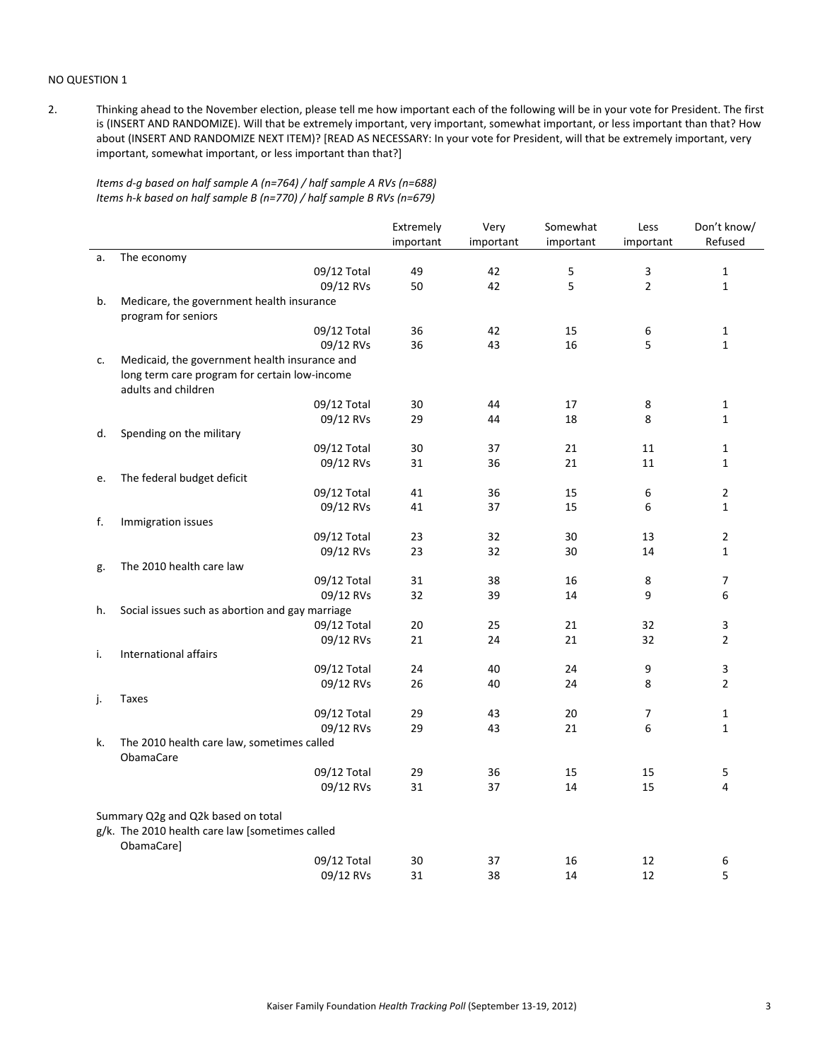NO QUESTION 1

2. Thinking ahead to the November election, please tell me how important each of the following will be in your vote for President. The first is (INSERT AND RANDOMIZE). Will that be extremely important, very important, somewhat important, or less important than that? How about (INSERT AND RANDOMIZE NEXT ITEM)? [READ AS NECESSARY: In your vote for President, will that be extremely important, very important, somewhat important, or less important than that?]

*Items d-g based on half sample A (n=764) / half sample A RVs (n=688)*
*Items h-k based on half sample B (n=770) / half sample B RVs (n=679)*

| | | Extremely important | Very important | Somewhat important | Less important | Don't know/ Refused |
|---|---|---|---|---|---|---|
| a. | The economy | | | | | |
| | 09/12 Total | 49 | 42 | 5 | 3 | 1 |
| | 09/12 RVs | 50 | 42 | 5 | 2 | 1 |
| b. | Medicare, the government health insurance program for seniors | | | | | |
| | 09/12 Total | 36 | 42 | 15 | 6 | 1 |
| | 09/12 RVs | 36 | 43 | 16 | 5 | 1 |
| c. | Medicaid, the government health insurance and long term care program for certain low-income adults and children | | | | | |
| | 09/12 Total | 30 | 44 | 17 | 8 | 1 |
| | 09/12 RVs | 29 | 44 | 18 | 8 | 1 |
| d. | Spending on the military | | | | | |
| | 09/12 Total | 30 | 37 | 21 | 11 | 1 |
| | 09/12 RVs | 31 | 36 | 21 | 11 | 1 |
| e. | The federal budget deficit | | | | | |
| | 09/12 Total | 41 | 36 | 15 | 6 | 2 |
| | 09/12 RVs | 41 | 37 | 15 | 6 | 1 |
| f. | Immigration issues | | | | | |
| | 09/12 Total | 23 | 32 | 30 | 13 | 2 |
| | 09/12 RVs | 23 | 32 | 30 | 14 | 1 |
| g. | The 2010 health care law | | | | | |
| | 09/12 Total | 31 | 38 | 16 | 8 | 7 |
| | 09/12 RVs | 32 | 39 | 14 | 9 | 6 |
| h. | Social issues such as abortion and gay marriage | | | | | |
| | 09/12 Total | 20 | 25 | 21 | 32 | 3 |
| | 09/12 RVs | 21 | 24 | 21 | 32 | 2 |
| i. | International affairs | | | | | |
| | 09/12 Total | 24 | 40 | 24 | 9 | 3 |
| | 09/12 RVs | 26 | 40 | 24 | 8 | 2 |
| j. | Taxes | | | | | |
| | 09/12 Total | 29 | 43 | 20 | 7 | 1 |
| | 09/12 RVs | 29 | 43 | 21 | 6 | 1 |
| k. | The 2010 health care law, sometimes called ObamaCare | | | | | |
| | 09/12 Total | 29 | 36 | 15 | 15 | 5 |
| | 09/12 RVs | 31 | 37 | 14 | 15 | 4 |
| | Summary Q2g and Q2k based on total | | | | | |
| g/k. | The 2010 health care law [sometimes called ObamaCare] | | | | | |
| | 09/12 Total | 30 | 37 | 16 | 12 | 6 |
| | 09/12 RVs | 31 | 38 | 14 | 12 | 5 |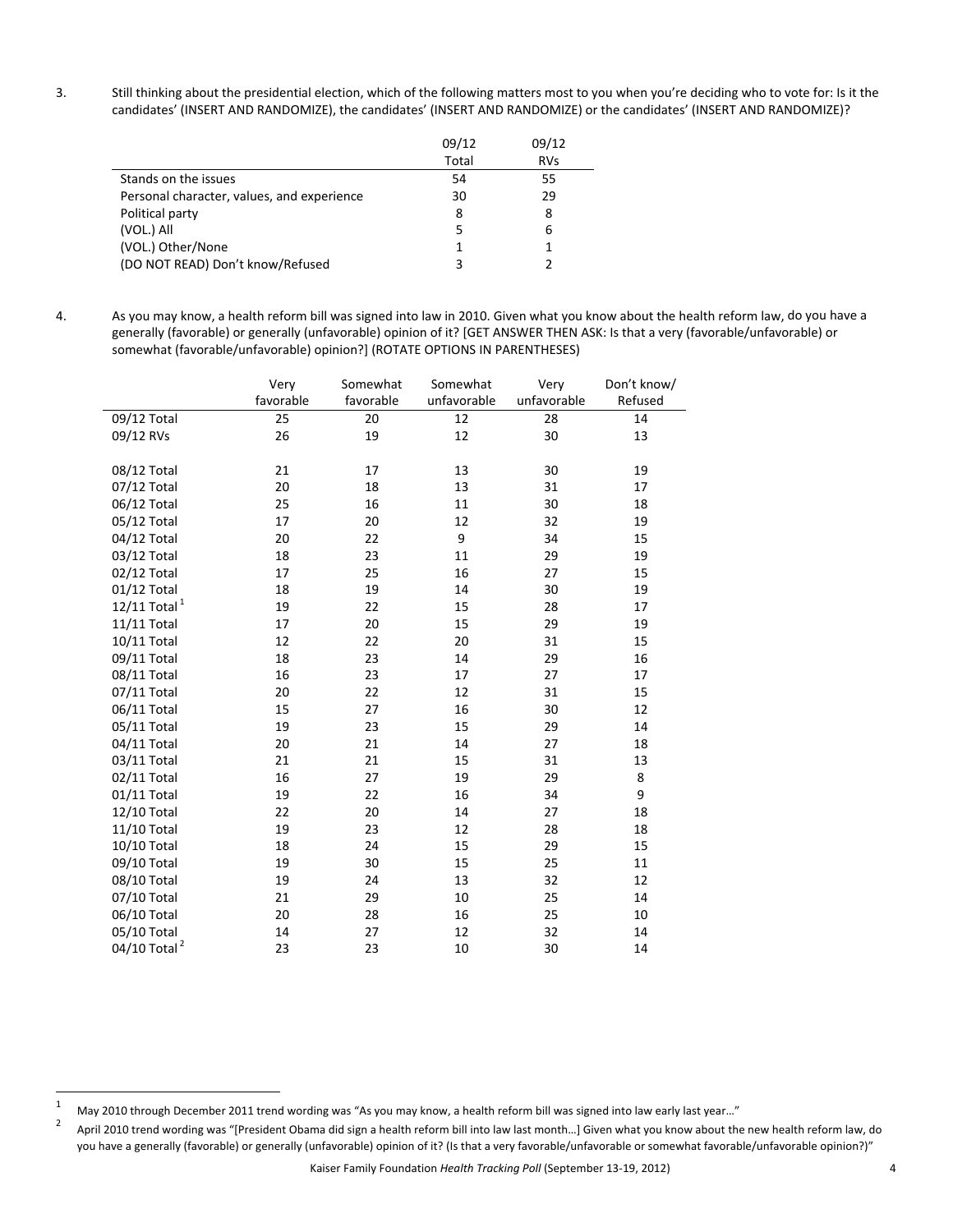3. Still thinking about the presidential election, which of the following matters most to you when you're deciding who to vote for: Is it the candidates' (INSERT AND RANDOMIZE), the candidates' (INSERT AND RANDOMIZE) or the candidates' (INSERT AND RANDOMIZE)?

| | 09/12 Total | 09/12 RVs |
|---|---|---|
| Stands on the issues | 54 | 55 |
| Personal character, values, and experience | 30 | 29 |
| Political party | 8 | 8 |
| (VOL.) All | 5 | 6 |
| (VOL.) Other/None | 1 | 1 |
| (DO NOT READ) Don't know/Refused | 3 | 2 |

4. As you may know, a health reform bill was signed into law in 2010. Given what you know about the health reform law, do you have a generally (favorable) or generally (unfavorable) opinion of it? [GET ANSWER THEN ASK: Is that a very (favorable/unfavorable) or somewhat (favorable/unfavorable) opinion?] (ROTATE OPTIONS IN PARENTHESES)

| | Very favorable | Somewhat favorable | Somewhat unfavorable | Very unfavorable | Don't know/ Refused |
|---|---|---|---|---|---|
| 09/12 Total | 25 | 20 | 12 | 28 | 14 |
| 09/12 RVs | 26 | 19 | 12 | 30 | 13 |
| | | | | | |
| 08/12 Total | 21 | 17 | 13 | 30 | 19 |
| 07/12 Total | 20 | 18 | 13 | 31 | 17 |
| 06/12 Total | 25 | 16 | 11 | 30 | 18 |
| 05/12 Total | 17 | 20 | 12 | 32 | 19 |
| 04/12 Total | 20 | 22 | 9 | 34 | 15 |
| 03/12 Total | 18 | 23 | 11 | 29 | 19 |
| 02/12 Total | 17 | 25 | 16 | 27 | 15 |
| 01/12 Total | 18 | 19 | 14 | 30 | 19 |
| 12/11 Total [1] | 19 | 22 | 15 | 28 | 17 |
| 11/11 Total | 17 | 20 | 15 | 29 | 19 |
| 10/11 Total | 12 | 22 | 20 | 31 | 15 |
| 09/11 Total | 18 | 23 | 14 | 29 | 16 |
| 08/11 Total | 16 | 23 | 17 | 27 | 17 |
| 07/11 Total | 20 | 22 | 12 | 31 | 15 |
| 06/11 Total | 15 | 27 | 16 | 30 | 12 |
| 05/11 Total | 19 | 23 | 15 | 29 | 14 |
| 04/11 Total | 20 | 21 | 14 | 27 | 18 |
| 03/11 Total | 21 | 21 | 15 | 31 | 13 |
| 02/11 Total | 16 | 27 | 19 | 29 | 8 |
| 01/11 Total | 19 | 22 | 16 | 34 | 9 |
| 12/10 Total | 22 | 20 | 14 | 27 | 18 |
| 11/10 Total | 19 | 23 | 12 | 28 | 18 |
| 10/10 Total | 18 | 24 | 15 | 29 | 15 |
| 09/10 Total | 19 | 30 | 15 | 25 | 11 |
| 08/10 Total | 19 | 24 | 13 | 32 | 12 |
| 07/10 Total | 21 | 29 | 10 | 25 | 14 |
| 06/10 Total | 20 | 28 | 16 | 25 | 10 |
| 05/10 Total | 14 | 27 | 12 | 32 | 14 |
| 04/10 Total [2] | 23 | 23 | 10 | 30 | 14 |

[1] May 2010 through December 2011 trend wording was "As you may know, a health reform bill was signed into law early last year…"

[2] April 2010 trend wording was "[President Obama did sign a health reform bill into law last month…] Given what you know about the new health reform law, do you have a generally (favorable) or generally (unfavorable) opinion of it? (Is that a very favorable/unfavorable or somewhat favorable/unfavorable opinion?)"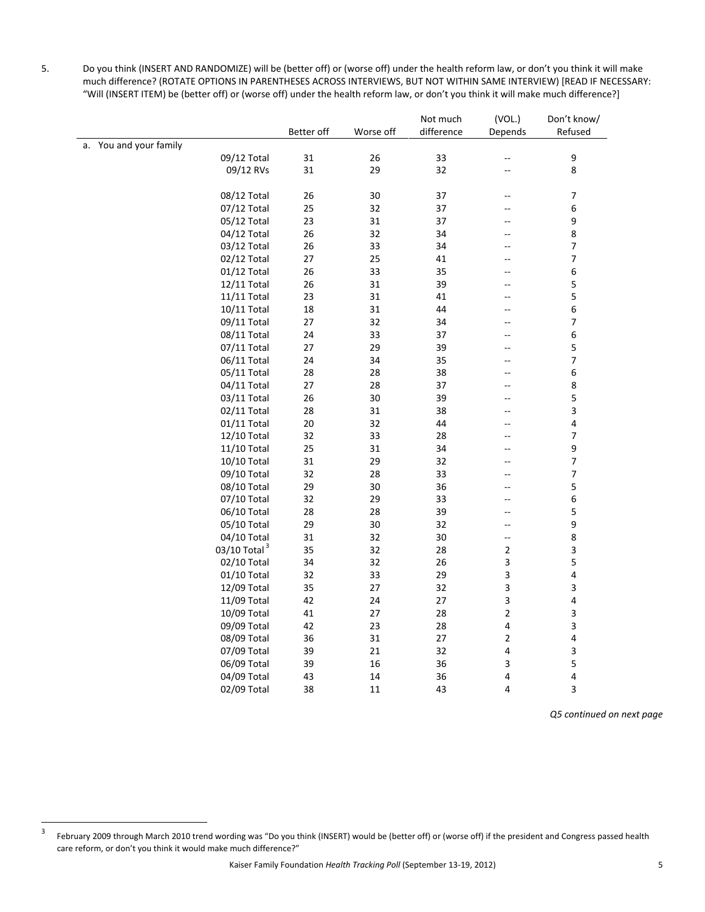5. Do you think (INSERT AND RANDOMIZE) will be (better off) or (worse off) under the health reform law, or don't you think it will make much difference? (ROTATE OPTIONS IN PARENTHESES ACROSS INTERVIEWS, BUT NOT WITHIN SAME INTERVIEW) [READ IF NECESSARY: "Will (INSERT ITEM) be (better off) or (worse off) under the health reform law, or don't you think it will make much difference?]

| | | Better off | Worse off | Not much difference | (VOL.) Depends | Don't know/ Refused |
|---|---|---|---|---|---|---|
| a. You and your family | | | | | | |
| | 09/12 Total | 31 | 26 | 33 | -- | 9 |
| | 09/12 RVs | 31 | 29 | 32 | -- | 8 |
| | | | | | | |
| | 08/12 Total | 26 | 30 | 37 | -- | 7 |
| | 07/12 Total | 25 | 32 | 37 | -- | 6 |
| | 05/12 Total | 23 | 31 | 37 | -- | 9 |
| | 04/12 Total | 26 | 32 | 34 | -- | 8 |
| | 03/12 Total | 26 | 33 | 34 | -- | 7 |
| | 02/12 Total | 27 | 25 | 41 | -- | 7 |
| | 01/12 Total | 26 | 33 | 35 | -- | 6 |
| | 12/11 Total | 26 | 31 | 39 | -- | 5 |
| | 11/11 Total | 23 | 31 | 41 | -- | 5 |
| | 10/11 Total | 18 | 31 | 44 | -- | 6 |
| | 09/11 Total | 27 | 32 | 34 | -- | 7 |
| | 08/11 Total | 24 | 33 | 37 | -- | 6 |
| | 07/11 Total | 27 | 29 | 39 | -- | 5 |
| | 06/11 Total | 24 | 34 | 35 | -- | 7 |
| | 05/11 Total | 28 | 28 | 38 | -- | 6 |
| | 04/11 Total | 27 | 28 | 37 | -- | 8 |
| | 03/11 Total | 26 | 30 | 39 | -- | 5 |
| | 02/11 Total | 28 | 31 | 38 | -- | 3 |
| | 01/11 Total | 20 | 32 | 44 | -- | 4 |
| | 12/10 Total | 32 | 33 | 28 | -- | 7 |
| | 11/10 Total | 25 | 31 | 34 | -- | 9 |
| | 10/10 Total | 31 | 29 | 32 | -- | 7 |
| | 09/10 Total | 32 | 28 | 33 | -- | 7 |
| | 08/10 Total | 29 | 30 | 36 | -- | 5 |
| | 07/10 Total | 32 | 29 | 33 | -- | 6 |
| | 06/10 Total | 28 | 28 | 39 | -- | 5 |
| | 05/10 Total | 29 | 30 | 32 | -- | 9 |
| | 04/10 Total | 31 | 32 | 30 | -- | 8 |
| | 03/10 Total[3] | 35 | 32 | 28 | 2 | 3 |
| | 02/10 Total | 34 | 32 | 26 | 3 | 5 |
| | 01/10 Total | 32 | 33 | 29 | 3 | 4 |
| | 12/09 Total | 35 | 27 | 32 | 3 | 3 |
| | 11/09 Total | 42 | 24 | 27 | 3 | 4 |
| | 10/09 Total | 41 | 27 | 28 | 2 | 3 |
| | 09/09 Total | 42 | 23 | 28 | 4 | 3 |
| | 08/09 Total | 36 | 31 | 27 | 2 | 4 |
| | 07/09 Total | 39 | 21 | 32 | 4 | 3 |
| | 06/09 Total | 39 | 16 | 36 | 3 | 5 |
| | 04/09 Total | 43 | 14 | 36 | 4 | 4 |
| | 02/09 Total | 38 | 11 | 43 | 4 | 3 |

*Q5 continued on next page*

[3] February 2009 through March 2010 trend wording was "Do you think (INSERT) would be (better off) or (worse off) if the president and Congress passed health care reform, or don't you think it would make much difference?"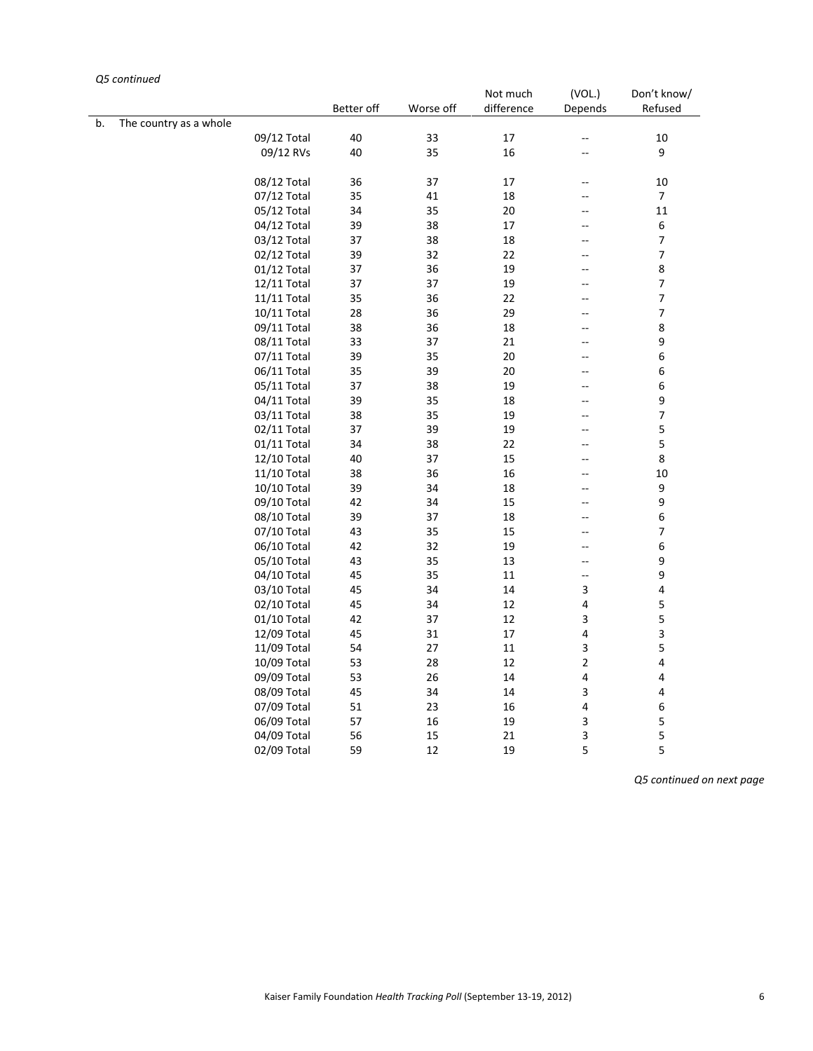*Q5 continued*

| | | Better off | Worse off | Not much difference | (VOL.) Depends | Don't know/ Refused |
|---|---|---|---|---|---|---|
| b. The country as a whole | | | | | | |
| | 09/12 Total | 40 | 33 | 17 | -- | 10 |
| | 09/12 RVs | 40 | 35 | 16 | -- | 9 |
| | | | | | | |
| | 08/12 Total | 36 | 37 | 17 | -- | 10 |
| | 07/12 Total | 35 | 41 | 18 | -- | 7 |
| | 05/12 Total | 34 | 35 | 20 | -- | 11 |
| | 04/12 Total | 39 | 38 | 17 | -- | 6 |
| | 03/12 Total | 37 | 38 | 18 | -- | 7 |
| | 02/12 Total | 39 | 32 | 22 | -- | 7 |
| | 01/12 Total | 37 | 36 | 19 | -- | 8 |
| | 12/11 Total | 37 | 37 | 19 | -- | 7 |
| | 11/11 Total | 35 | 36 | 22 | -- | 7 |
| | 10/11 Total | 28 | 36 | 29 | -- | 7 |
| | 09/11 Total | 38 | 36 | 18 | -- | 8 |
| | 08/11 Total | 33 | 37 | 21 | -- | 9 |
| | 07/11 Total | 39 | 35 | 20 | -- | 6 |
| | 06/11 Total | 35 | 39 | 20 | -- | 6 |
| | 05/11 Total | 37 | 38 | 19 | -- | 6 |
| | 04/11 Total | 39 | 35 | 18 | -- | 9 |
| | 03/11 Total | 38 | 35 | 19 | -- | 7 |
| | 02/11 Total | 37 | 39 | 19 | -- | 5 |
| | 01/11 Total | 34 | 38 | 22 | -- | 5 |
| | 12/10 Total | 40 | 37 | 15 | -- | 8 |
| | 11/10 Total | 38 | 36 | 16 | -- | 10 |
| | 10/10 Total | 39 | 34 | 18 | -- | 9 |
| | 09/10 Total | 42 | 34 | 15 | -- | 9 |
| | 08/10 Total | 39 | 37 | 18 | -- | 6 |
| | 07/10 Total | 43 | 35 | 15 | -- | 7 |
| | 06/10 Total | 42 | 32 | 19 | -- | 6 |
| | 05/10 Total | 43 | 35 | 13 | -- | 9 |
| | 04/10 Total | 45 | 35 | 11 | -- | 9 |
| | 03/10 Total | 45 | 34 | 14 | 3 | 4 |
| | 02/10 Total | 45 | 34 | 12 | 4 | 5 |
| | 01/10 Total | 42 | 37 | 12 | 3 | 5 |
| | 12/09 Total | 45 | 31 | 17 | 4 | 3 |
| | 11/09 Total | 54 | 27 | 11 | 3 | 5 |
| | 10/09 Total | 53 | 28 | 12 | 2 | 4 |
| | 09/09 Total | 53 | 26 | 14 | 4 | 4 |
| | 08/09 Total | 45 | 34 | 14 | 3 | 4 |
| | 07/09 Total | 51 | 23 | 16 | 4 | 6 |
| | 06/09 Total | 57 | 16 | 19 | 3 | 5 |
| | 04/09 Total | 56 | 15 | 21 | 3 | 5 |
| | 02/09 Total | 59 | 12 | 19 | 5 | 5 |

*Q5 continued on next page*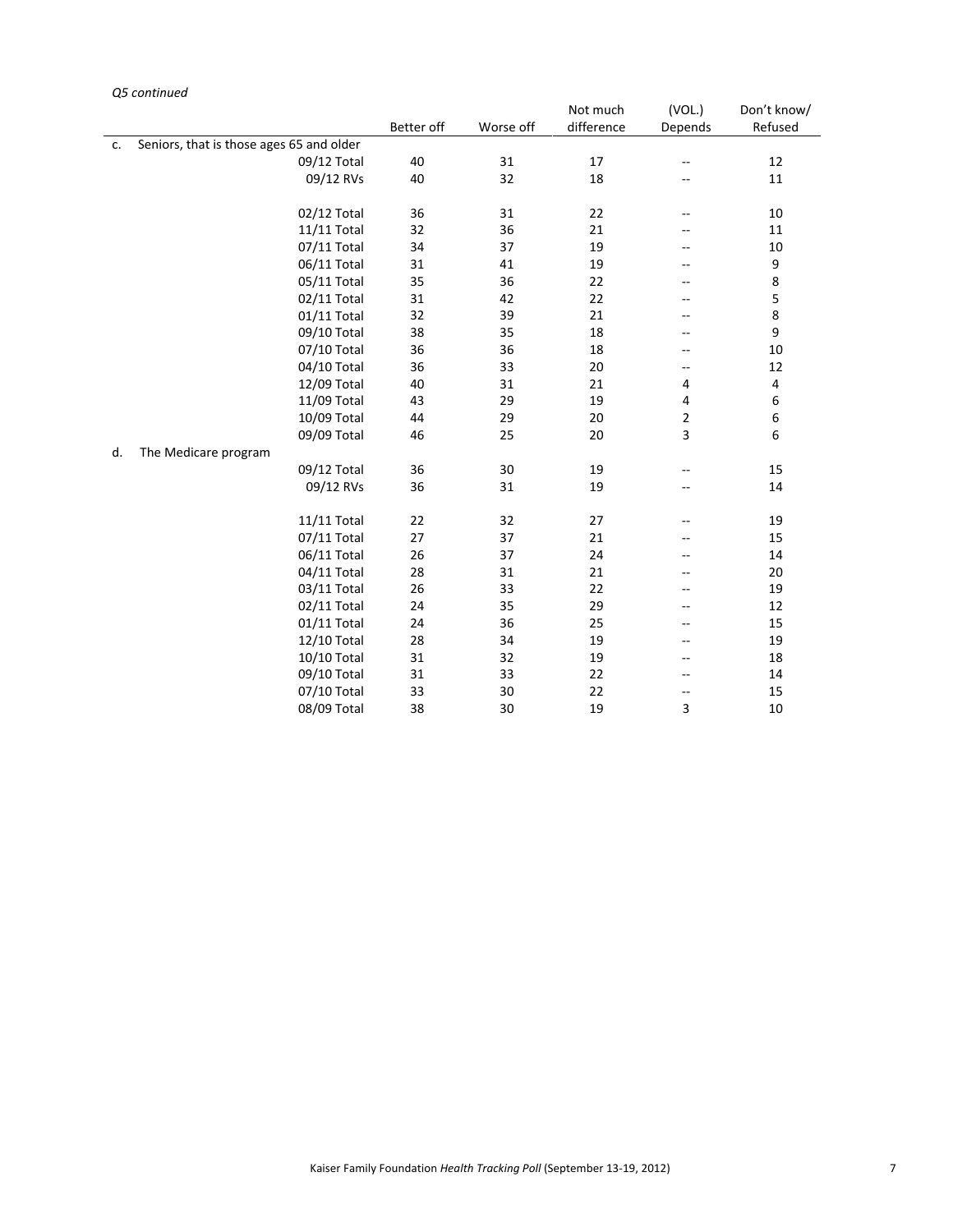*Q5 continued*

| | | Better off | Worse off | Not much difference | (VOL.) Depends | Don't know/ Refused |
|---|---|---|---|---|---|---|
| c. | Seniors, that is those ages 65 and older | | | | | |
| | 09/12 Total | 40 | 31 | 17 | -- | 12 |
| | 09/12 RVs | 40 | 32 | 18 | -- | 11 |
| | | | | | | |
| | 02/12 Total | 36 | 31 | 22 | -- | 10 |
| | 11/11 Total | 32 | 36 | 21 | -- | 11 |
| | 07/11 Total | 34 | 37 | 19 | -- | 10 |
| | 06/11 Total | 31 | 41 | 19 | -- | 9 |
| | 05/11 Total | 35 | 36 | 22 | -- | 8 |
| | 02/11 Total | 31 | 42 | 22 | -- | 5 |
| | 01/11 Total | 32 | 39 | 21 | -- | 8 |
| | 09/10 Total | 38 | 35 | 18 | -- | 9 |
| | 07/10 Total | 36 | 36 | 18 | -- | 10 |
| | 04/10 Total | 36 | 33 | 20 | -- | 12 |
| | 12/09 Total | 40 | 31 | 21 | 4 | 4 |
| | 11/09 Total | 43 | 29 | 19 | 4 | 6 |
| | 10/09 Total | 44 | 29 | 20 | 2 | 6 |
| | 09/09 Total | 46 | 25 | 20 | 3 | 6 |
| d. | The Medicare program | | | | | |
| | 09/12 Total | 36 | 30 | 19 | -- | 15 |
| | 09/12 RVs | 36 | 31 | 19 | -- | 14 |
| | | | | | | |
| | 11/11 Total | 22 | 32 | 27 | -- | 19 |
| | 07/11 Total | 27 | 37 | 21 | -- | 15 |
| | 06/11 Total | 26 | 37 | 24 | -- | 14 |
| | 04/11 Total | 28 | 31 | 21 | -- | 20 |
| | 03/11 Total | 26 | 33 | 22 | -- | 19 |
| | 02/11 Total | 24 | 35 | 29 | -- | 12 |
| | 01/11 Total | 24 | 36 | 25 | -- | 15 |
| | 12/10 Total | 28 | 34 | 19 | -- | 19 |
| | 10/10 Total | 31 | 32 | 19 | -- | 18 |
| | 09/10 Total | 31 | 33 | 22 | -- | 14 |
| | 07/10 Total | 33 | 30 | 22 | -- | 15 |
| | 08/09 Total | 38 | 30 | 19 | 3 | 10 |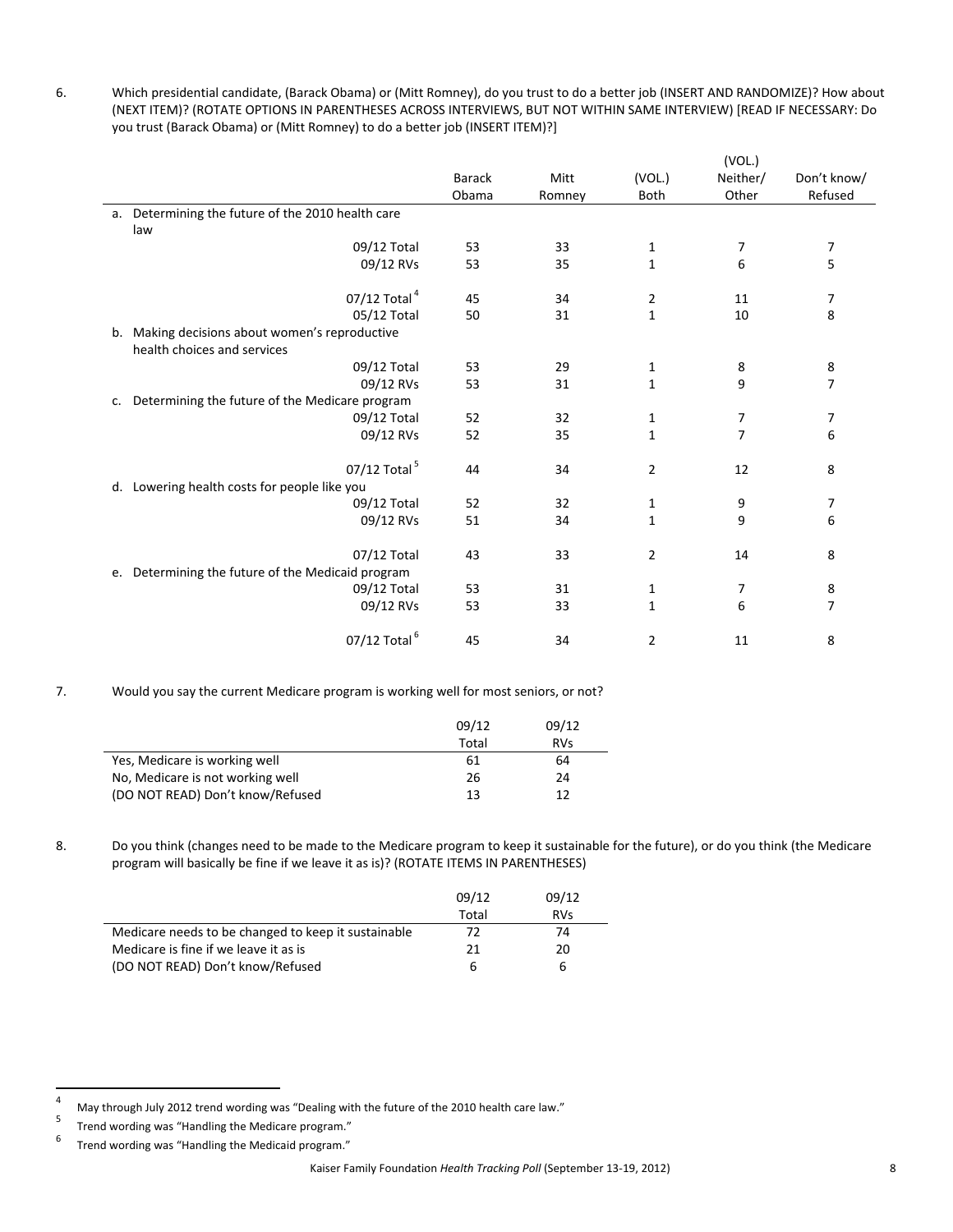6. Which presidential candidate, (Barack Obama) or (Mitt Romney), do you trust to do a better job (INSERT AND RANDOMIZE)? How about (NEXT ITEM)? (ROTATE OPTIONS IN PARENTHESES ACROSS INTERVIEWS, BUT NOT WITHIN SAME INTERVIEW) [READ IF NECESSARY: Do you trust (Barack Obama) or (Mitt Romney) to do a better job (INSERT ITEM)?]

| | Barack Obama | Mitt Romney | (VOL.) Both | (VOL.) Neither/ Other | Don't know/ Refused |
|---|---|---|---|---|---|
| a. Determining the future of the 2010 health care law | | | | | |
| 09/12 Total | 53 | 33 | 1 | 7 | 7 |
| 09/12 RVs | 53 | 35 | 1 | 6 | 5 |
| 07/12 Total[4] | 45 | 34 | 2 | 11 | 7 |
| 05/12 Total | 50 | 31 | 1 | 10 | 8 |
| b. Making decisions about women's reproductive health choices and services | | | | | |
| 09/12 Total | 53 | 29 | 1 | 8 | 8 |
| 09/12 RVs | 53 | 31 | 1 | 9 | 7 |
| c. Determining the future of the Medicare program | | | | | |
| 09/12 Total | 52 | 32 | 1 | 7 | 7 |
| 09/12 RVs | 52 | 35 | 1 | 7 | 6 |
| 07/12 Total[5] | 44 | 34 | 2 | 12 | 8 |
| d. Lowering health costs for people like you | | | | | |
| 09/12 Total | 52 | 32 | 1 | 9 | 7 |
| 09/12 RVs | 51 | 34 | 1 | 9 | 6 |
| 07/12 Total | 43 | 33 | 2 | 14 | 8 |
| e. Determining the future of the Medicaid program | | | | | |
| 09/12 Total | 53 | 31 | 1 | 7 | 8 |
| 09/12 RVs | 53 | 33 | 1 | 6 | 7 |
| 07/12 Total[6] | 45 | 34 | 2 | 11 | 8 |

7. Would you say the current Medicare program is working well for most seniors, or not?

| | 09/12 Total | 09/12 RVs |
|---|---|---|
| Yes, Medicare is working well | 61 | 64 |
| No, Medicare is not working well | 26 | 24 |
| (DO NOT READ) Don't know/Refused | 13 | 12 |

8. Do you think (changes need to be made to the Medicare program to keep it sustainable for the future), or do you think (the Medicare program will basically be fine if we leave it as is)? (ROTATE ITEMS IN PARENTHESES)

| | 09/12 Total | 09/12 RVs |
|---|---|---|
| Medicare needs to be changed to keep it sustainable | 72 | 74 |
| Medicare is fine if we leave it as is | 21 | 20 |
| (DO NOT READ) Don't know/Refused | 6 | 6 |

[4] May through July 2012 trend wording was "Dealing with the future of the 2010 health care law."

[5] Trend wording was "Handling the Medicare program."

[6] Trend wording was "Handling the Medicaid program."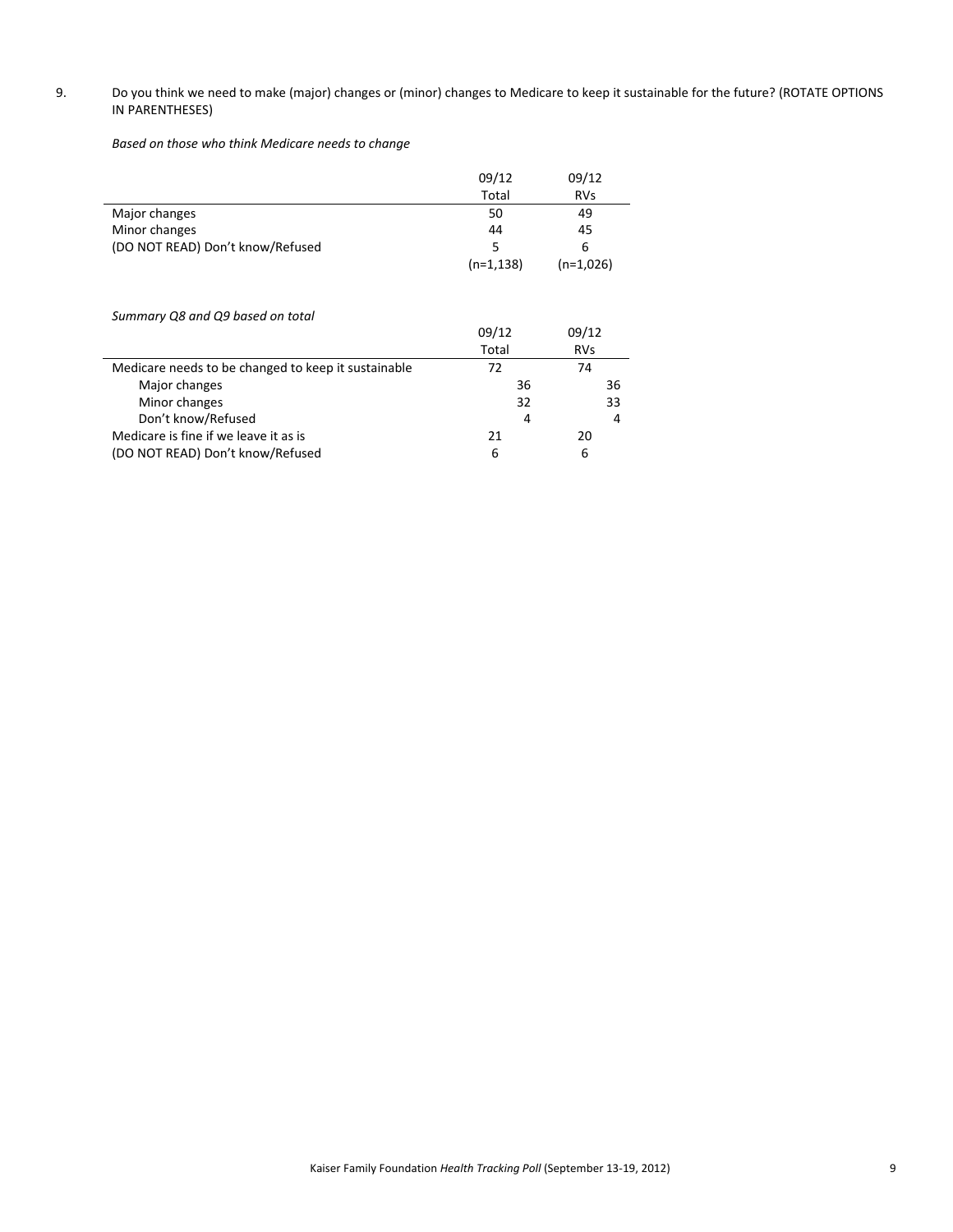9. Do you think we need to make (major) changes or (minor) changes to Medicare to keep it sustainable for the future? (ROTATE OPTIONS IN PARENTHESES)

*Based on those who think Medicare needs to change*

| | 09/12 Total | 09/12 RVs |
|---|---|---|
| Major changes | 50 | 49 |
| Minor changes | 44 | 45 |
| (DO NOT READ) Don't know/Refused | 5 | 6 |
| | (n=1,138) | (n=1,026) |

*Summary Q8 and Q9 based on total*

| | 09/12 Total | 09/12 RVs |
|---|---|---|
| Medicare needs to be changed to keep it sustainable | 72 | 74 |
| Major changes | 36 | 36 |
| Minor changes | 32 | 33 |
| Don't know/Refused | 4 | 4 |
| Medicare is fine if we leave it as is | 21 | 20 |
| (DO NOT READ) Don't know/Refused | 6 | 6 |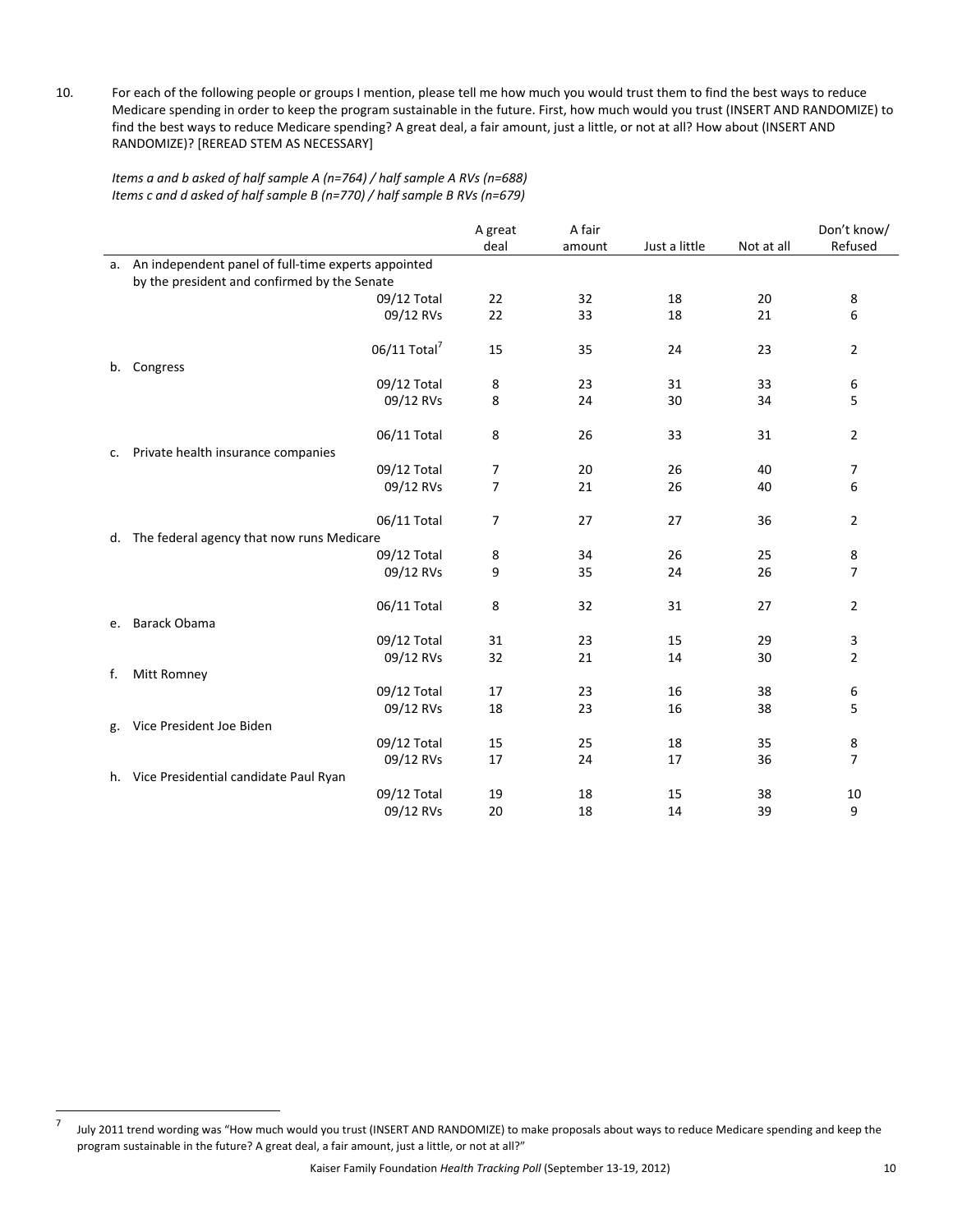10. For each of the following people or groups I mention, please tell me how much you would trust them to find the best ways to reduce Medicare spending in order to keep the program sustainable in the future. First, how much would you trust (INSERT AND RANDOMIZE) to find the best ways to reduce Medicare spending? A great deal, a fair amount, just a little, or not at all? How about (INSERT AND RANDOMIZE)? [REREAD STEM AS NECESSARY]

*Items a and b asked of half sample A (n=764) / half sample A RVs (n=688)*
*Items c and d asked of half sample B (n=770) / half sample B RVs (n=679)*

| | | A great deal | A fair amount | Just a little | Not at all | Don't know/ Refused |
|---|---|---|---|---|---|---|
| a. An independent panel of full-time experts appointed by the president and confirmed by the Senate | | | | | | |
| | 09/12 Total | 22 | 32 | 18 | 20 | 8 |
| | 09/12 RVs | 22 | 33 | 18 | 21 | 6 |
| | 06/11 Total[7] | 15 | 35 | 24 | 23 | 2 |
| b. Congress | | | | | | |
| | 09/12 Total | 8 | 23 | 31 | 33 | 6 |
| | 09/12 RVs | 8 | 24 | 30 | 34 | 5 |
| | 06/11 Total | 8 | 26 | 33 | 31 | 2 |
| c. Private health insurance companies | | | | | | |
| | 09/12 Total | 7 | 20 | 26 | 40 | 7 |
| | 09/12 RVs | 7 | 21 | 26 | 40 | 6 |
| | 06/11 Total | 7 | 27 | 27 | 36 | 2 |
| d. The federal agency that now runs Medicare | | | | | | |
| | 09/12 Total | 8 | 34 | 26 | 25 | 8 |
| | 09/12 RVs | 9 | 35 | 24 | 26 | 7 |
| | 06/11 Total | 8 | 32 | 31 | 27 | 2 |
| e. Barack Obama | | | | | | |
| | 09/12 Total | 31 | 23 | 15 | 29 | 3 |
| | 09/12 RVs | 32 | 21 | 14 | 30 | 2 |
| f. Mitt Romney | | | | | | |
| | 09/12 Total | 17 | 23 | 16 | 38 | 6 |
| | 09/12 RVs | 18 | 23 | 16 | 38 | 5 |
| g. Vice President Joe Biden | | | | | | |
| | 09/12 Total | 15 | 25 | 18 | 35 | 8 |
| | 09/12 RVs | 17 | 24 | 17 | 36 | 7 |
| h. Vice Presidential candidate Paul Ryan | | | | | | |
| | 09/12 Total | 19 | 18 | 15 | 38 | 10 |
| | 09/12 RVs | 20 | 18 | 14 | 39 | 9 |

[7] July 2011 trend wording was "How much would you trust (INSERT AND RANDOMIZE) to make proposals about ways to reduce Medicare spending and keep the program sustainable in the future? A great deal, a fair amount, just a little, or not at all?"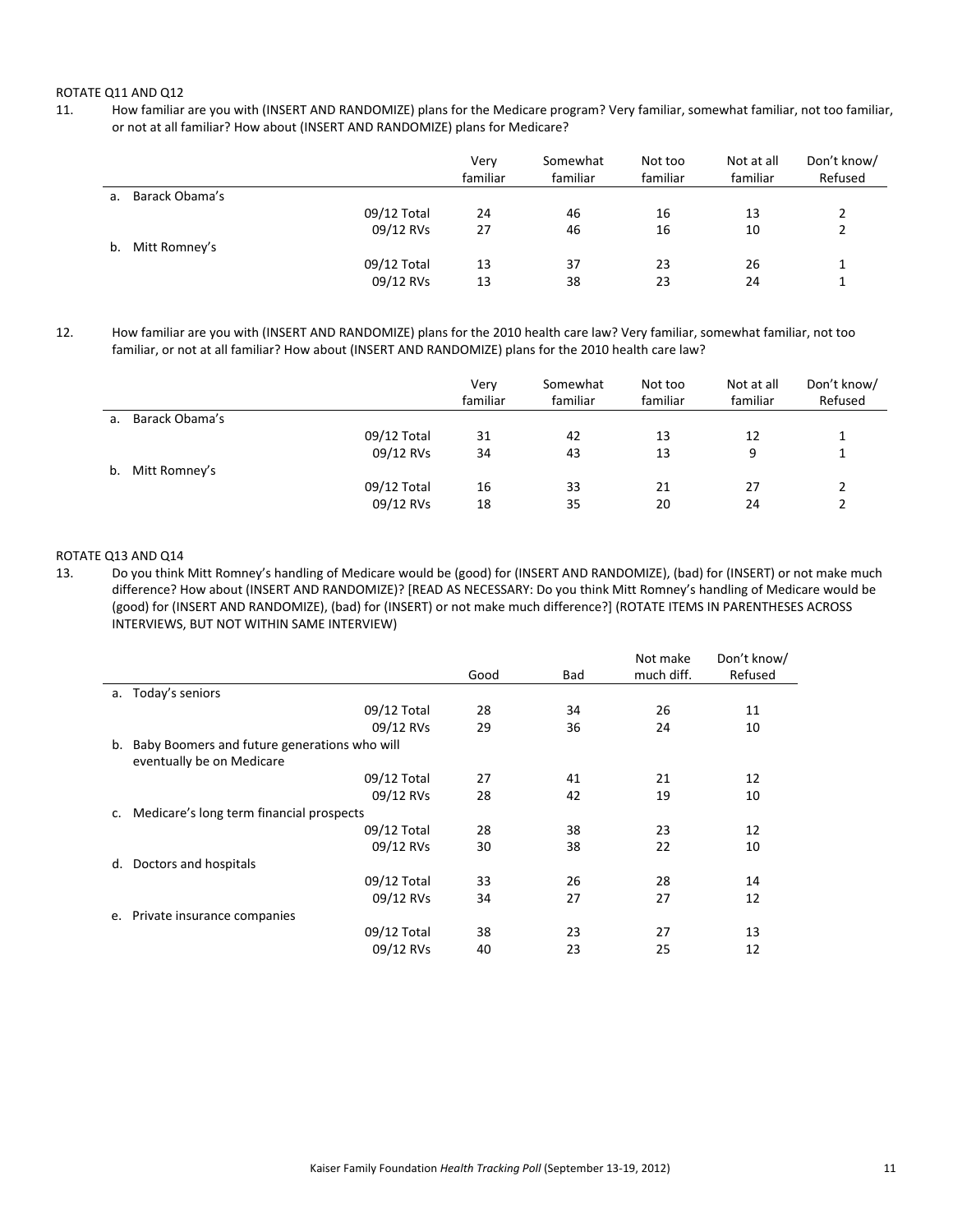ROTATE Q11 AND Q12

11. How familiar are you with (INSERT AND RANDOMIZE) plans for the Medicare program? Very familiar, somewhat familiar, not too familiar, or not at all familiar? How about (INSERT AND RANDOMIZE) plans for Medicare?

| | | Very familiar | Somewhat familiar | Not too familiar | Not at all familiar | Don't know/ Refused |
|---|---|---|---|---|---|---|
| a. Barack Obama's | | | | | | |
| | 09/12 Total | 24 | 46 | 16 | 13 | 2 |
| | 09/12 RVs | 27 | 46 | 16 | 10 | 2 |
| b. Mitt Romney's | | | | | | |
| | 09/12 Total | 13 | 37 | 23 | 26 | 1 |
| | 09/12 RVs | 13 | 38 | 23 | 24 | 1 |

12. How familiar are you with (INSERT AND RANDOMIZE) plans for the 2010 health care law? Very familiar, somewhat familiar, not too familiar, or not at all familiar? How about (INSERT AND RANDOMIZE) plans for the 2010 health care law?

| | | Very familiar | Somewhat familiar | Not too familiar | Not at all familiar | Don't know/ Refused |
|---|---|---|---|---|---|---|
| a. Barack Obama's | | | | | | |
| | 09/12 Total | 31 | 42 | 13 | 12 | 1 |
| | 09/12 RVs | 34 | 43 | 13 | 9 | 1 |
| b. Mitt Romney's | | | | | | |
| | 09/12 Total | 16 | 33 | 21 | 27 | 2 |
| | 09/12 RVs | 18 | 35 | 20 | 24 | 2 |

ROTATE Q13 AND Q14

13. Do you think Mitt Romney's handling of Medicare would be (good) for (INSERT AND RANDOMIZE), (bad) for (INSERT) or not make much difference? How about (INSERT AND RANDOMIZE)? [READ AS NECESSARY: Do you think Mitt Romney's handling of Medicare would be (good) for (INSERT AND RANDOMIZE), (bad) for (INSERT) or not make much difference?] (ROTATE ITEMS IN PARENTHESES ACROSS INTERVIEWS, BUT NOT WITHIN SAME INTERVIEW)

| | | Good | Bad | Not make much diff. | Don't know/ Refused |
|---|---|---|---|---|---|
| a. Today's seniors | | | | | |
| | 09/12 Total | 28 | 34 | 26 | 11 |
| | 09/12 RVs | 29 | 36 | 24 | 10 |
| b. Baby Boomers and future generations who will eventually be on Medicare | | | | | |
| | 09/12 Total | 27 | 41 | 21 | 12 |
| | 09/12 RVs | 28 | 42 | 19 | 10 |
| c. Medicare's long term financial prospects | | | | | |
| | 09/12 Total | 28 | 38 | 23 | 12 |
| | 09/12 RVs | 30 | 38 | 22 | 10 |
| d. Doctors and hospitals | | | | | |
| | 09/12 Total | 33 | 26 | 28 | 14 |
| | 09/12 RVs | 34 | 27 | 27 | 12 |
| e. Private insurance companies | | | | | |
| | 09/12 Total | 38 | 23 | 27 | 13 |
| | 09/12 RVs | 40 | 23 | 25 | 12 |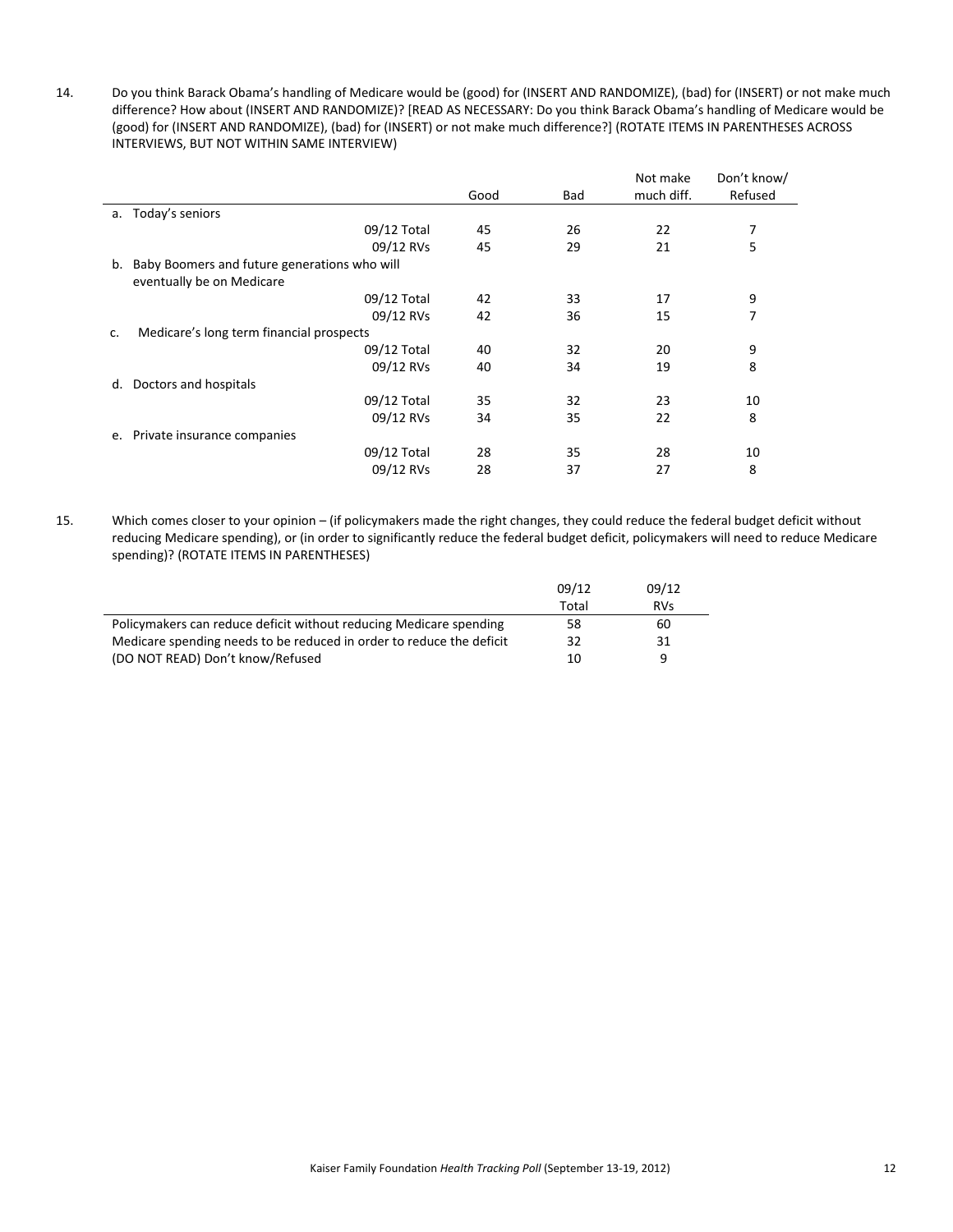14. Do you think Barack Obama's handling of Medicare would be (good) for (INSERT AND RANDOMIZE), (bad) for (INSERT) or not make much difference? How about (INSERT AND RANDOMIZE)? [READ AS NECESSARY: Do you think Barack Obama's handling of Medicare would be (good) for (INSERT AND RANDOMIZE), (bad) for (INSERT) or not make much difference?] (ROTATE ITEMS IN PARENTHESES ACROSS INTERVIEWS, BUT NOT WITHIN SAME INTERVIEW)

| | | Good | Bad | Not make much diff. | Don't know/ Refused |
|---|---|---|---|---|---|
| a. Today's seniors | | | | | |
| | 09/12 Total | 45 | 26 | 22 | 7 |
| | 09/12 RVs | 45 | 29 | 21 | 5 |
| b. Baby Boomers and future generations who will eventually be on Medicare | | | | | |
| | 09/12 Total | 42 | 33 | 17 | 9 |
| | 09/12 RVs | 42 | 36 | 15 | 7 |
| c. Medicare's long term financial prospects | | | | | |
| | 09/12 Total | 40 | 32 | 20 | 9 |
| | 09/12 RVs | 40 | 34 | 19 | 8 |
| d. Doctors and hospitals | | | | | |
| | 09/12 Total | 35 | 32 | 23 | 10 |
| | 09/12 RVs | 34 | 35 | 22 | 8 |
| e. Private insurance companies | | | | | |
| | 09/12 Total | 28 | 35 | 28 | 10 |
| | 09/12 RVs | 28 | 37 | 27 | 8 |

15. Which comes closer to your opinion – (if policymakers made the right changes, they could reduce the federal budget deficit without reducing Medicare spending), or (in order to significantly reduce the federal budget deficit, policymakers will need to reduce Medicare spending)? (ROTATE ITEMS IN PARENTHESES)

| | 09/12 Total | 09/12 RVs |
|---|---|---|
| Policymakers can reduce deficit without reducing Medicare spending | 58 | 60 |
| Medicare spending needs to be reduced in order to reduce the deficit | 32 | 31 |
| (DO NOT READ) Don't know/Refused | 10 | 9 |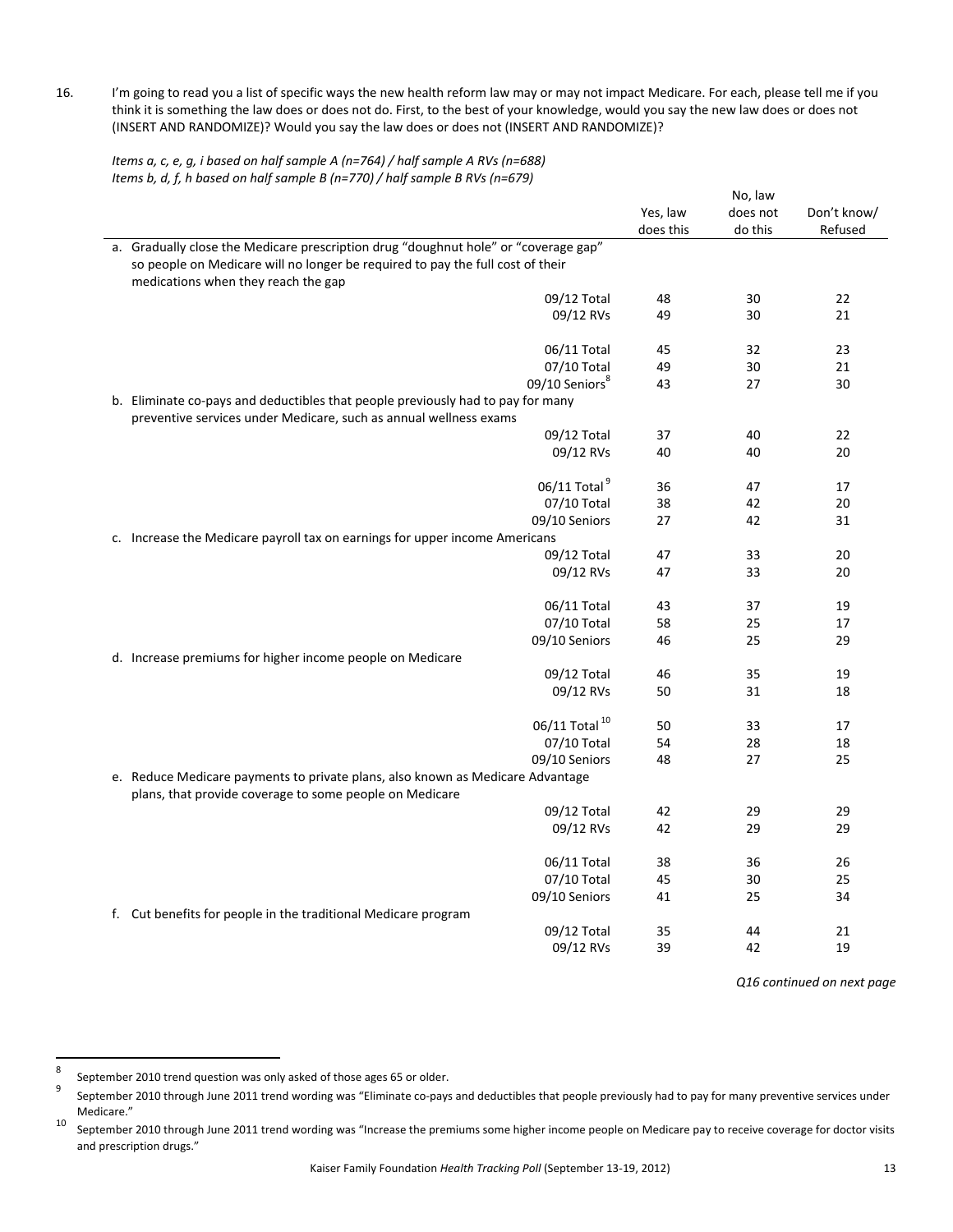16. I'm going to read you a list of specific ways the new health reform law may or may not impact Medicare. For each, please tell me if you think it is something the law does or does not do. First, to the best of your knowledge, would you say the new law does or does not (INSERT AND RANDOMIZE)? Would you say the law does or does not (INSERT AND RANDOMIZE)?

*Items a, c, e, g, i based on half sample A (n=764) / half sample A RVs (n=688)*
*Items b, d, f, h based on half sample B (n=770) / half sample B RVs (n=679)*

| | | Yes, law does this | No, law does not do this | Don't know/ Refused |
|---|---|---|---|---|
| a. Gradually close the Medicare prescription drug "doughnut hole" or "coverage gap" so people on Medicare will no longer be required to pay the full cost of their medications when they reach the gap | | | | |
| | 09/12 Total | 48 | 30 | 22 |
| | 09/12 RVs | 49 | 30 | 21 |
| | 06/11 Total | 45 | 32 | 23 |
| | 07/10 Total | 49 | 30 | 21 |
| | 09/10 Seniors[8] | 43 | 27 | 30 |
| b. Eliminate co-pays and deductibles that people previously had to pay for many preventive services under Medicare, such as annual wellness exams | | | | |
| | 09/12 Total | 37 | 40 | 22 |
| | 09/12 RVs | 40 | 40 | 20 |
| | 06/11 Total[9] | 36 | 47 | 17 |
| | 07/10 Total | 38 | 42 | 20 |
| | 09/10 Seniors | 27 | 42 | 31 |
| c. Increase the Medicare payroll tax on earnings for upper income Americans | | | | |
| | 09/12 Total | 47 | 33 | 20 |
| | 09/12 RVs | 47 | 33 | 20 |
| | 06/11 Total | 43 | 37 | 19 |
| | 07/10 Total | 58 | 25 | 17 |
| | 09/10 Seniors | 46 | 25 | 29 |
| d. Increase premiums for higher income people on Medicare | | | | |
| | 09/12 Total | 46 | 35 | 19 |
| | 09/12 RVs | 50 | 31 | 18 |
| | 06/11 Total[10] | 50 | 33 | 17 |
| | 07/10 Total | 54 | 28 | 18 |
| | 09/10 Seniors | 48 | 27 | 25 |
| e. Reduce Medicare payments to private plans, also known as Medicare Advantage plans, that provide coverage to some people on Medicare | | | | |
| | 09/12 Total | 42 | 29 | 29 |
| | 09/12 RVs | 42 | 29 | 29 |
| | 06/11 Total | 38 | 36 | 26 |
| | 07/10 Total | 45 | 30 | 25 |
| | 09/10 Seniors | 41 | 25 | 34 |
| f. Cut benefits for people in the traditional Medicare program | | | | |
| | 09/12 Total | 35 | 44 | 21 |
| | 09/12 RVs | 39 | 42 | 19 |

*Q16 continued on next page*

[8] September 2010 trend question was only asked of those ages 65 or older.

[9] September 2010 through June 2011 trend wording was "Eliminate co-pays and deductibles that people previously had to pay for many preventive services under Medicare."

[10] September 2010 through June 2011 trend wording was "Increase the premiums some higher income people on Medicare pay to receive coverage for doctor visits and prescription drugs."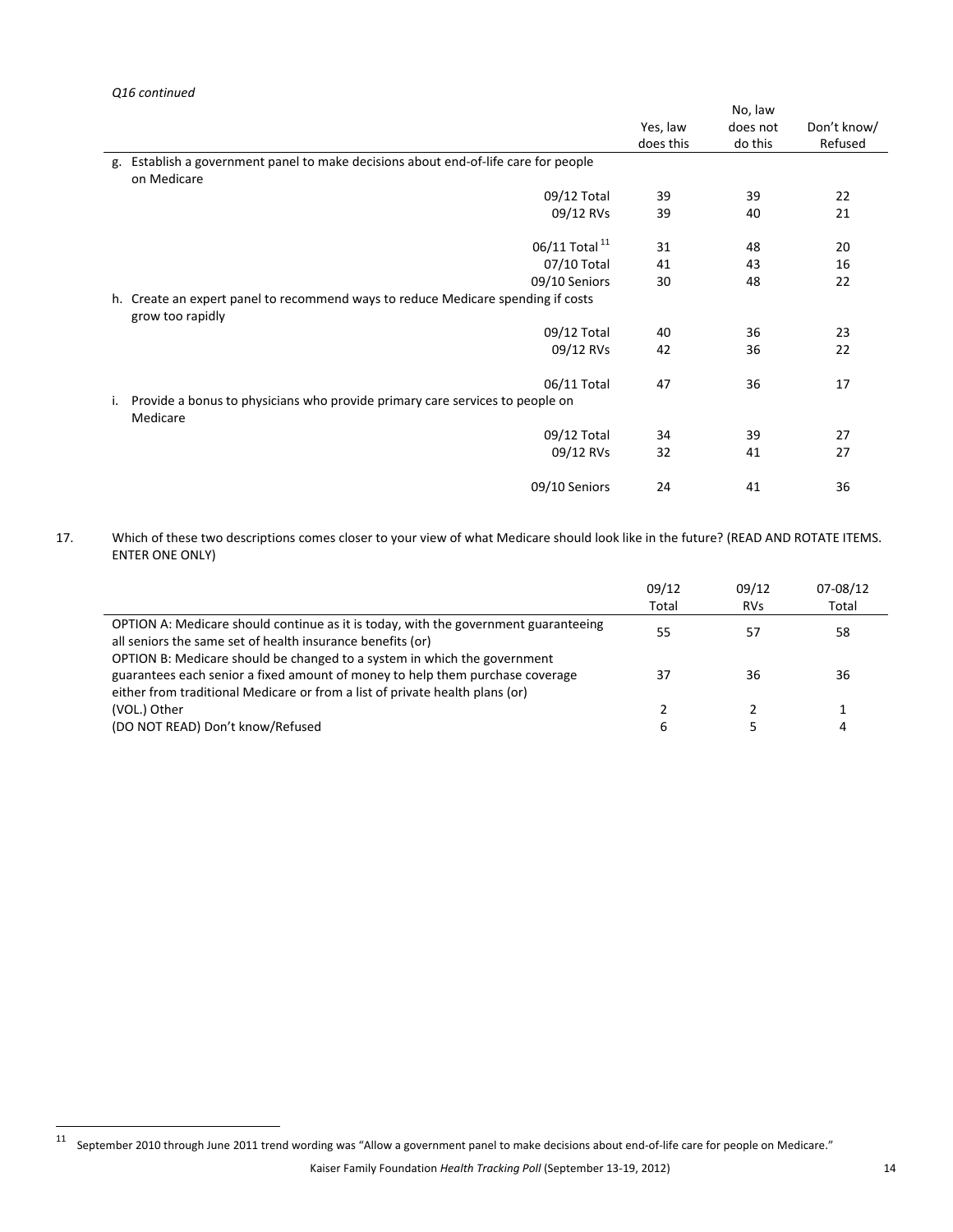*Q16 continued*

| | Yes, law does this | No, law does not do this | Don't know/ Refused |
|---|---|---|---|
| g. Establish a government panel to make decisions about end-of-life care for people on Medicare | | | |
| 09/12 Total | 39 | 39 | 22 |
| 09/12 RVs | 39 | 40 | 21 |
| 06/11 Total [11] | 31 | 48 | 20 |
| 07/10 Total | 41 | 43 | 16 |
| 09/10 Seniors | 30 | 48 | 22 |
| h. Create an expert panel to recommend ways to reduce Medicare spending if costs grow too rapidly | | | |
| 09/12 Total | 40 | 36 | 23 |
| 09/12 RVs | 42 | 36 | 22 |
| 06/11 Total | 47 | 36 | 17 |
| i. Provide a bonus to physicians who provide primary care services to people on Medicare | | | |
| 09/12 Total | 34 | 39 | 27 |
| 09/12 RVs | 32 | 41 | 27 |
| 09/10 Seniors | 24 | 41 | 36 |

17. Which of these two descriptions comes closer to your view of what Medicare should look like in the future? (READ AND ROTATE ITEMS. ENTER ONE ONLY)

| | 09/12 Total | 09/12 RVs | 07-08/12 Total |
|---|---|---|---|
| OPTION A: Medicare should continue as it is today, with the government guaranteeing all seniors the same set of health insurance benefits (or) | 55 | 57 | 58 |
| OPTION B: Medicare should be changed to a system in which the government guarantees each senior a fixed amount of money to help them purchase coverage either from traditional Medicare or from a list of private health plans (or) | 37 | 36 | 36 |
| (VOL.) Other | 2 | 2 | 1 |
| (DO NOT READ) Don't know/Refused | 6 | 5 | 4 |

[11] September 2010 through June 2011 trend wording was "Allow a government panel to make decisions about end-of-life care for people on Medicare."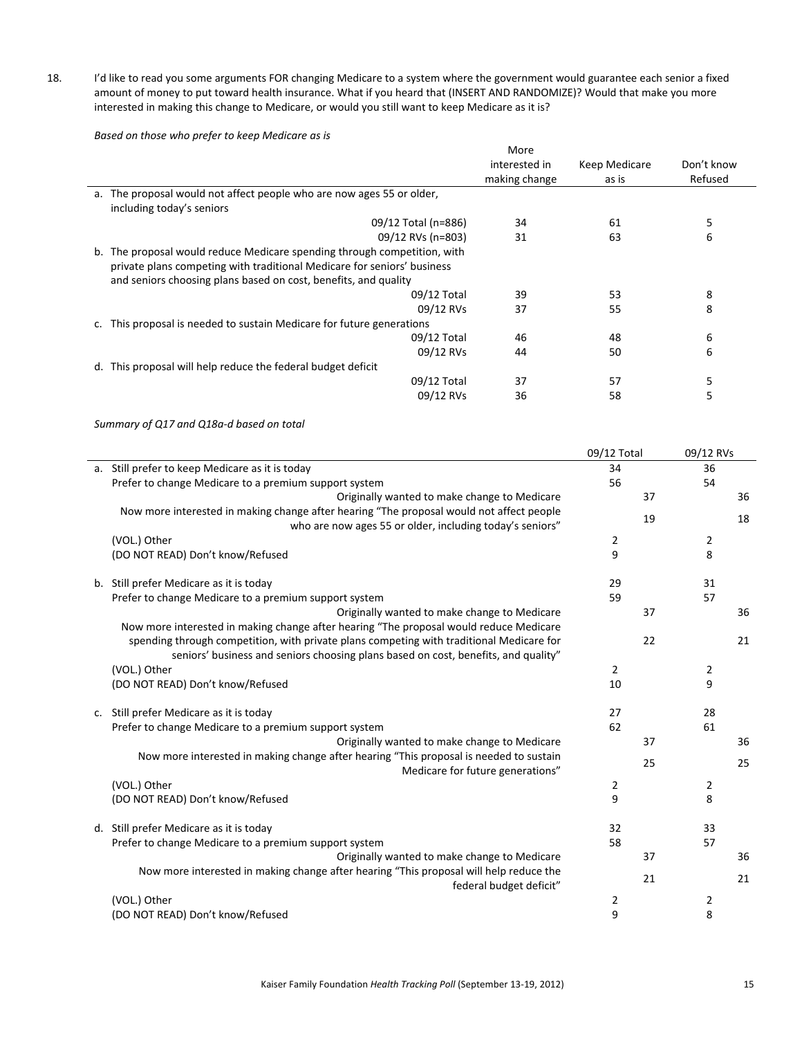18. I'd like to read you some arguments FOR changing Medicare to a system where the government would guarantee each senior a fixed amount of money to put toward health insurance. What if you heard that (INSERT AND RANDOMIZE)? Would that make you more interested in making this change to Medicare, or would you still want to keep Medicare as it is?

*Based on those who prefer to keep Medicare as is*

| | More interested in making change | Keep Medicare as is | Don't know Refused |
|---|---|---|---|
| a. The proposal would not affect people who are now ages 55 or older, including today's seniors | | | |
| 09/12 Total (n=886) | 34 | 61 | 5 |
| 09/12 RVs (n=803) | 31 | 63 | 6 |
| b. The proposal would reduce Medicare spending through competition, with private plans competing with traditional Medicare for seniors' business and seniors choosing plans based on cost, benefits, and quality | | | |
| 09/12 Total | 39 | 53 | 8 |
| 09/12 RVs | 37 | 55 | 8 |
| c. This proposal is needed to sustain Medicare for future generations | | | |
| 09/12 Total | 46 | 48 | 6 |
| 09/12 RVs | 44 | 50 | 6 |
| d. This proposal will help reduce the federal budget deficit | | | |
| 09/12 Total | 37 | 57 | 5 |
| 09/12 RVs | 36 | 58 | 5 |

*Summary of Q17 and Q18a-d based on total*

| | 09/12 Total | | 09/12 RVs | |
|---|---|---|---|---|
| a. Still prefer to keep Medicare as it is today | 34 | | 36 | |
| Prefer to change Medicare to a premium support system | 56 | | 54 | |
| Originally wanted to make change to Medicare | | 37 | | 36 |
| Now more interested in making change after hearing "The proposal would not affect people who are now ages 55 or older, including today's seniors" | | 19 | | 18 |
| (VOL.) Other | 2 | | 2 | |
| (DO NOT READ) Don't know/Refused | 9 | | 8 | |
| b. Still prefer Medicare as it is today | 29 | | 31 | |
| Prefer to change Medicare to a premium support system | 59 | | 57 | |
| Originally wanted to make change to Medicare | | 37 | | 36 |
| Now more interested in making change after hearing "The proposal would reduce Medicare spending through competition, with private plans competing with traditional Medicare for seniors' business and seniors choosing plans based on cost, benefits, and quality" | | 22 | | 21 |
| (VOL.) Other | 2 | | 2 | |
| (DO NOT READ) Don't know/Refused | 10 | | 9 | |
| c. Still prefer Medicare as it is today | 27 | | 28 | |
| Prefer to change Medicare to a premium support system | 62 | | 61 | |
| Originally wanted to make change to Medicare | | 37 | | 36 |
| Now more interested in making change after hearing "This proposal is needed to sustain Medicare for future generations" | | 25 | | 25 |
| (VOL.) Other | 2 | | 2 | |
| (DO NOT READ) Don't know/Refused | 9 | | 8 | |
| d. Still prefer Medicare as it is today | 32 | | 33 | |
| Prefer to change Medicare to a premium support system | 58 | | 57 | |
| Originally wanted to make change to Medicare | | 37 | | 36 |
| Now more interested in making change after hearing "This proposal will help reduce the federal budget deficit" | | 21 | | 21 |
| (VOL.) Other | 2 | | 2 | |
| (DO NOT READ) Don't know/Refused | 9 | | 8 | |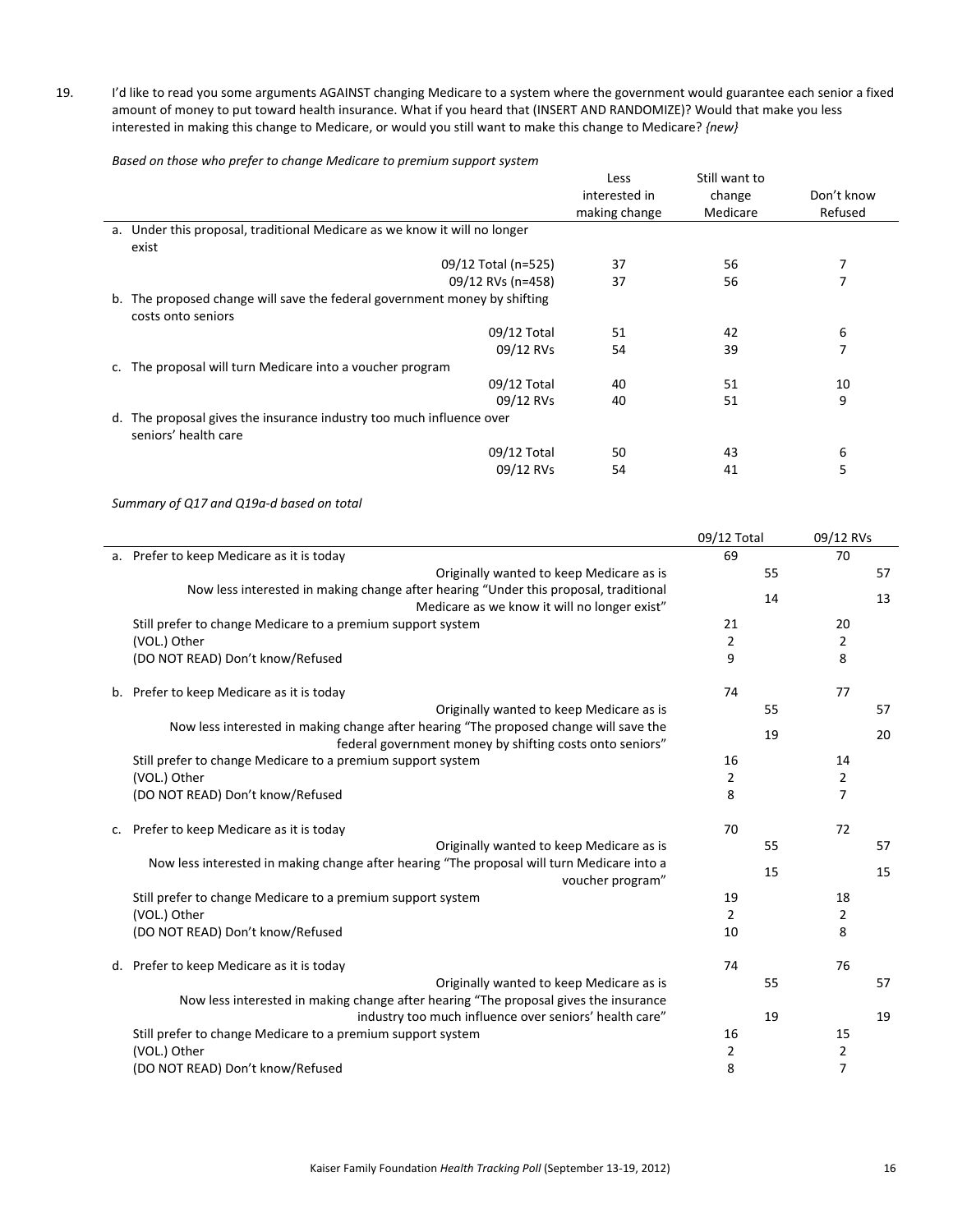19. I'd like to read you some arguments AGAINST changing Medicare to a system where the government would guarantee each senior a fixed amount of money to put toward health insurance. What if you heard that (INSERT AND RANDOMIZE)? Would that make you less interested in making this change to Medicare, or would you still want to make this change to Medicare? *{new}*

*Based on those who prefer to change Medicare to premium support system*

| | Less interested in making change | Still want to change Medicare | Don't know Refused |
|---|---|---|---|
| a. Under this proposal, traditional Medicare as we know it will no longer exist | | | |
| 09/12 Total (n=525) | 37 | 56 | 7 |
| 09/12 RVs (n=458) | 37 | 56 | 7 |
| b. The proposed change will save the federal government money by shifting costs onto seniors | | | |
| 09/12 Total | 51 | 42 | 6 |
| 09/12 RVs | 54 | 39 | 7 |
| c. The proposal will turn Medicare into a voucher program | | | |
| 09/12 Total | 40 | 51 | 10 |
| 09/12 RVs | 40 | 51 | 9 |
| d. The proposal gives the insurance industry too much influence over seniors' health care | | | |
| 09/12 Total | 50 | 43 | 6 |
| 09/12 RVs | 54 | 41 | 5 |

*Summary of Q17 and Q19a-d based on total*

| | 09/12 Total | | 09/12 RVs | |
|---|---|---|---|---|
| a. Prefer to keep Medicare as it is today | 69 | | 70 | |
| Originally wanted to keep Medicare as is | | 55 | | 57 |
| Now less interested in making change after hearing "Under this proposal, traditional Medicare as we know it will no longer exist" | | 14 | | 13 |
| Still prefer to change Medicare to a premium support system | 21 | | 20 | |
| (VOL.) Other | 2 | | 2 | |
| (DO NOT READ) Don't know/Refused | 9 | | 8 | |
| b. Prefer to keep Medicare as it is today | 74 | | 77 | |
| Originally wanted to keep Medicare as is | | 55 | | 57 |
| Now less interested in making change after hearing "The proposed change will save the federal government money by shifting costs onto seniors" | | 19 | | 20 |
| Still prefer to change Medicare to a premium support system | 16 | | 14 | |
| (VOL.) Other | 2 | | 2 | |
| (DO NOT READ) Don't know/Refused | 8 | | 7 | |
| c. Prefer to keep Medicare as it is today | 70 | | 72 | |
| Originally wanted to keep Medicare as is | | 55 | | 57 |
| Now less interested in making change after hearing "The proposal will turn Medicare into a voucher program" | | 15 | | 15 |
| Still prefer to change Medicare to a premium support system | 19 | | 18 | |
| (VOL.) Other | 2 | | 2 | |
| (DO NOT READ) Don't know/Refused | 10 | | 8 | |
| d. Prefer to keep Medicare as it is today | 74 | | 76 | |
| Originally wanted to keep Medicare as is | | 55 | | 57 |
| Now less interested in making change after hearing "The proposal gives the insurance industry too much influence over seniors' health care" | | 19 | | 19 |
| Still prefer to change Medicare to a premium support system | 16 | | 15 | |
| (VOL.) Other | 2 | | 2 | |
| (DO NOT READ) Don't know/Refused | 8 | | 7 | |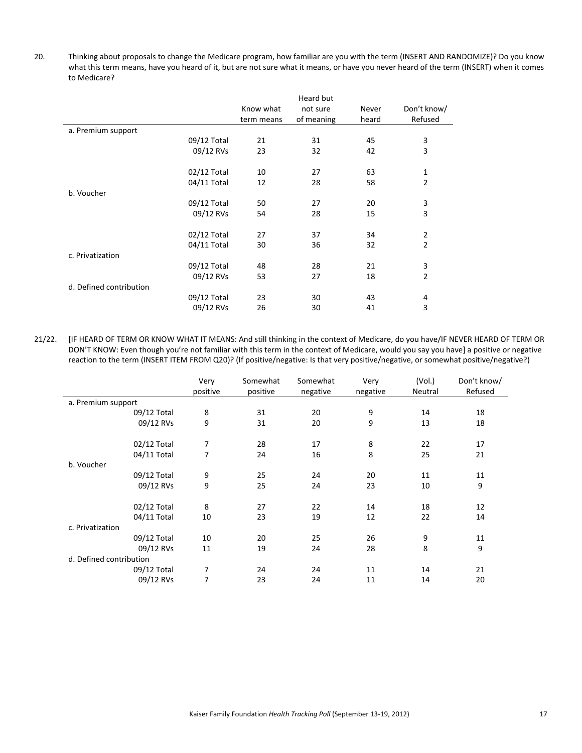20. Thinking about proposals to change the Medicare program, how familiar are you with the term (INSERT AND RANDOMIZE)? Do you know what this term means, have you heard of it, but are not sure what it means, or have you never heard of the term (INSERT) when it comes to Medicare?

| | | Know what term means | Heard but not sure of meaning | Never heard | Don't know/ Refused |
|---|---|---|---|---|---|
| a. Premium support | | | | | |
| | 09/12 Total | 21 | 31 | 45 | 3 |
| | 09/12 RVs | 23 | 32 | 42 | 3 |
| | | | | | |
| | 02/12 Total | 10 | 27 | 63 | 1 |
| | 04/11 Total | 12 | 28 | 58 | 2 |
| b. Voucher | | | | | |
| | 09/12 Total | 50 | 27 | 20 | 3 |
| | 09/12 RVs | 54 | 28 | 15 | 3 |
| | | | | | |
| | 02/12 Total | 27 | 37 | 34 | 2 |
| | 04/11 Total | 30 | 36 | 32 | 2 |
| c. Privatization | | | | | |
| | 09/12 Total | 48 | 28 | 21 | 3 |
| | 09/12 RVs | 53 | 27 | 18 | 2 |
| d. Defined contribution | | | | | |
| | 09/12 Total | 23 | 30 | 43 | 4 |
| | 09/12 RVs | 26 | 30 | 41 | 3 |

21/22. [IF HEARD OF TERM OR KNOW WHAT IT MEANS: And still thinking in the context of Medicare, do you have/IF NEVER HEARD OF TERM OR DON'T KNOW: Even though you're not familiar with this term in the context of Medicare, would you say you have] a positive or negative reaction to the term (INSERT ITEM FROM Q20)? (If positive/negative: Is that very positive/negative, or somewhat positive/negative?)

| | | Very positive | Somewhat positive | Somewhat negative | Very negative | (Vol.) Neutral | Don't know/ Refused |
|---|---|---|---|---|---|---|---|
| a. Premium support | | | | | | | |
| | 09/12 Total | 8 | 31 | 20 | 9 | 14 | 18 |
| | 09/12 RVs | 9 | 31 | 20 | 9 | 13 | 18 |
| | | | | | | | |
| | 02/12 Total | 7 | 28 | 17 | 8 | 22 | 17 |
| | 04/11 Total | 7 | 24 | 16 | 8 | 25 | 21 |
| b. Voucher | | | | | | | |
| | 09/12 Total | 9 | 25 | 24 | 20 | 11 | 11 |
| | 09/12 RVs | 9 | 25 | 24 | 23 | 10 | 9 |
| | | | | | | | |
| | 02/12 Total | 8 | 27 | 22 | 14 | 18 | 12 |
| | 04/11 Total | 10 | 23 | 19 | 12 | 22 | 14 |
| c. Privatization | | | | | | | |
| | 09/12 Total | 10 | 20 | 25 | 26 | 9 | 11 |
| | 09/12 RVs | 11 | 19 | 24 | 28 | 8 | 9 |
| d. Defined contribution | | | | | | | |
| | 09/12 Total | 7 | 24 | 24 | 11 | 14 | 21 |
| | 09/12 RVs | 7 | 23 | 24 | 11 | 14 | 20 |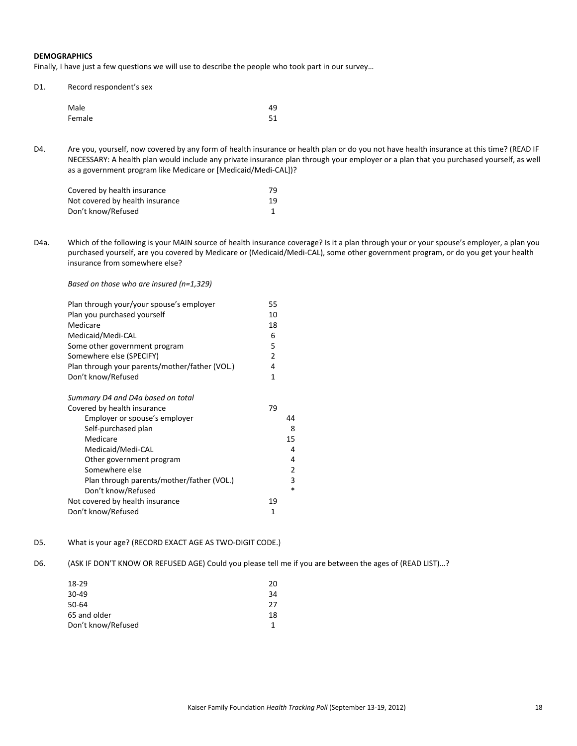**DEMOGRAPHICS**

Finally, I have just a few questions we will use to describe the people who took part in our survey…

D1. Record respondent's sex

| | |
|---|---|
| Male | 49 |
| Female | 51 |

D4. Are you, yourself, now covered by any form of health insurance or health plan or do you not have health insurance at this time? (READ IF NECESSARY: A health plan would include any private insurance plan through your employer or a plan that you purchased yourself, as well as a government program like Medicare or [Medicaid/Medi-CAL])?

| | |
|---|---|
| Covered by health insurance | 79 |
| Not covered by health insurance | 19 |
| Don't know/Refused | 1 |

D4a. Which of the following is your MAIN source of health insurance coverage? Is it a plan through your or your spouse's employer, a plan you purchased yourself, are you covered by Medicare or (Medicaid/Medi-CAL), some other government program, or do you get your health insurance from somewhere else?

*Based on those who are insured (n=1,329)*

| | |
|---|---|
| Plan through your/your spouse's employer | 55 |
| Plan you purchased yourself | 10 |
| Medicare | 18 |
| Medicaid/Medi-CAL | 6 |
| Some other government program | 5 |
| Somewhere else (SPECIFY) | 2 |
| Plan through your parents/mother/father (VOL.) | 4 |
| Don't know/Refused | 1 |

| *Summary D4 and D4a based on total* | | |
|---|---|---|
| Covered by health insurance | 79 | |
| Employer or spouse's employer | | 44 |
| Self-purchased plan | | 8 |
| Medicare | | 15 |
| Medicaid/Medi-CAL | | 4 |
| Other government program | | 4 |
| Somewhere else | | 2 |
| Plan through parents/mother/father (VOL.) | | 3 |
| Don't know/Refused | | * |
| Not covered by health insurance | 19 | |
| Don't know/Refused | 1 | |

D5. What is your age? (RECORD EXACT AGE AS TWO-DIGIT CODE.)

D6. (ASK IF DON'T KNOW OR REFUSED AGE) Could you please tell me if you are between the ages of (READ LIST)…?

| | |
|---|---|
| 18-29 | 20 |
| 30-49 | 34 |
| 50-64 | 27 |
| 65 and older | 18 |
| Don't know/Refused | 1 |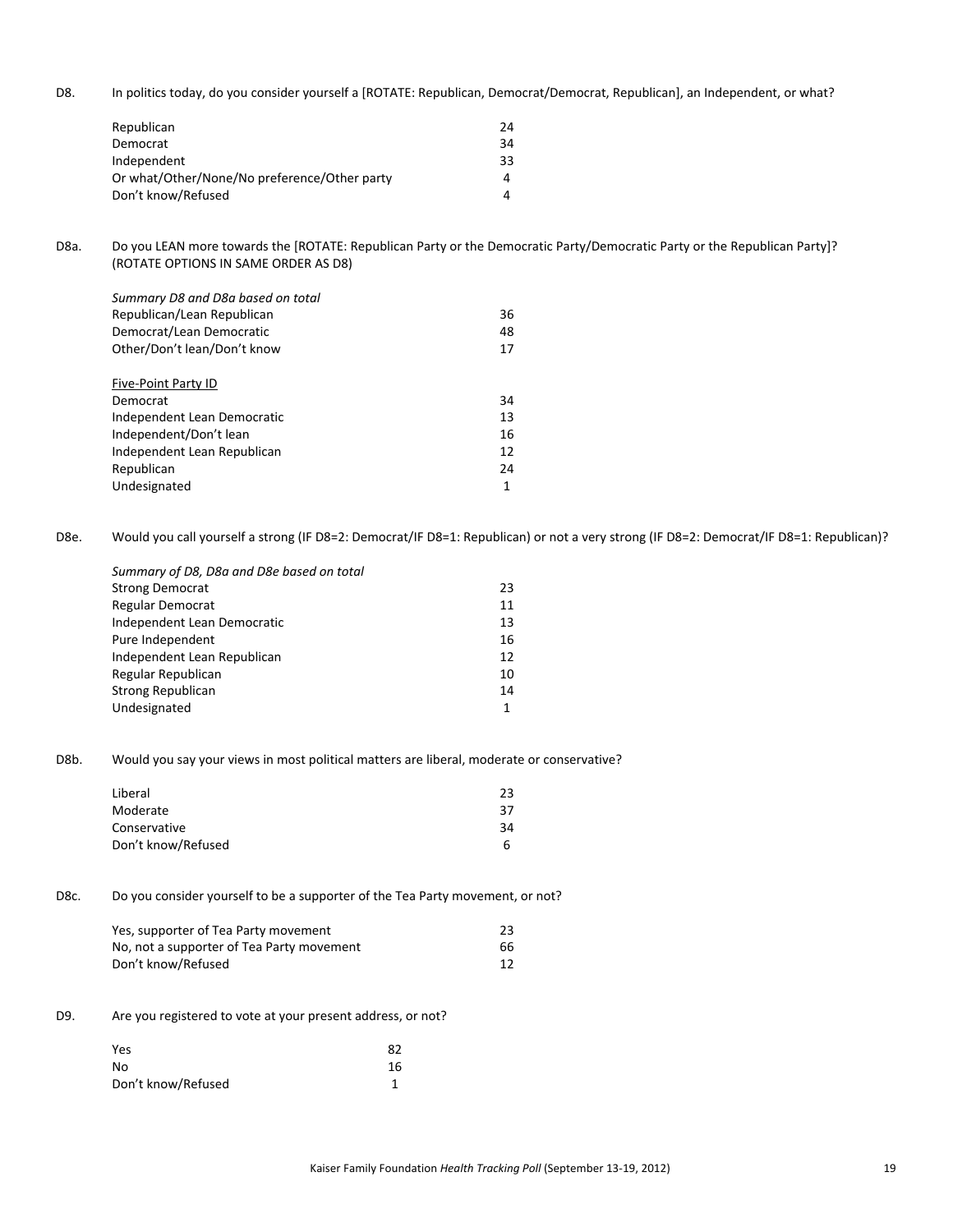D8. In politics today, do you consider yourself a [ROTATE: Republican, Democrat/Democrat, Republican], an Independent, or what?

| | |
|---|---|
| Republican | 24 |
| Democrat | 34 |
| Independent | 33 |
| Or what/Other/None/No preference/Other party | 4 |
| Don't know/Refused | 4 |

D8a. Do you LEAN more towards the [ROTATE: Republican Party or the Democratic Party/Democratic Party or the Republican Party]? (ROTATE OPTIONS IN SAME ORDER AS D8)

| *Summary D8 and D8a based on total* | |
|---|---|
| Republican/Lean Republican | 36 |
| Democrat/Lean Democratic | 48 |
| Other/Don't lean/Don't know | 17 |

| Five-Point Party ID | |
|---|---|
| Democrat | 34 |
| Independent Lean Democratic | 13 |
| Independent/Don't lean | 16 |
| Independent Lean Republican | 12 |
| Republican | 24 |
| Undesignated | 1 |

D8e. Would you call yourself a strong (IF D8=2: Democrat/IF D8=1: Republican) or not a very strong (IF D8=2: Democrat/IF D8=1: Republican)?

| *Summary of D8, D8a and D8e based on total* | |
|---|---|
| Strong Democrat | 23 |
| Regular Democrat | 11 |
| Independent Lean Democratic | 13 |
| Pure Independent | 16 |
| Independent Lean Republican | 12 |
| Regular Republican | 10 |
| Strong Republican | 14 |
| Undesignated | 1 |

D8b. Would you say your views in most political matters are liberal, moderate or conservative?

| | |
|---|---|
| Liberal | 23 |
| Moderate | 37 |
| Conservative | 34 |
| Don't know/Refused | 6 |

D8c. Do you consider yourself to be a supporter of the Tea Party movement, or not?

| | |
|---|---|
| Yes, supporter of Tea Party movement | 23 |
| No, not a supporter of Tea Party movement | 66 |
| Don't know/Refused | 12 |

D9. Are you registered to vote at your present address, or not?

| | |
|---|---|
| Yes | 82 |
| No | 16 |
| Don't know/Refused | 1 |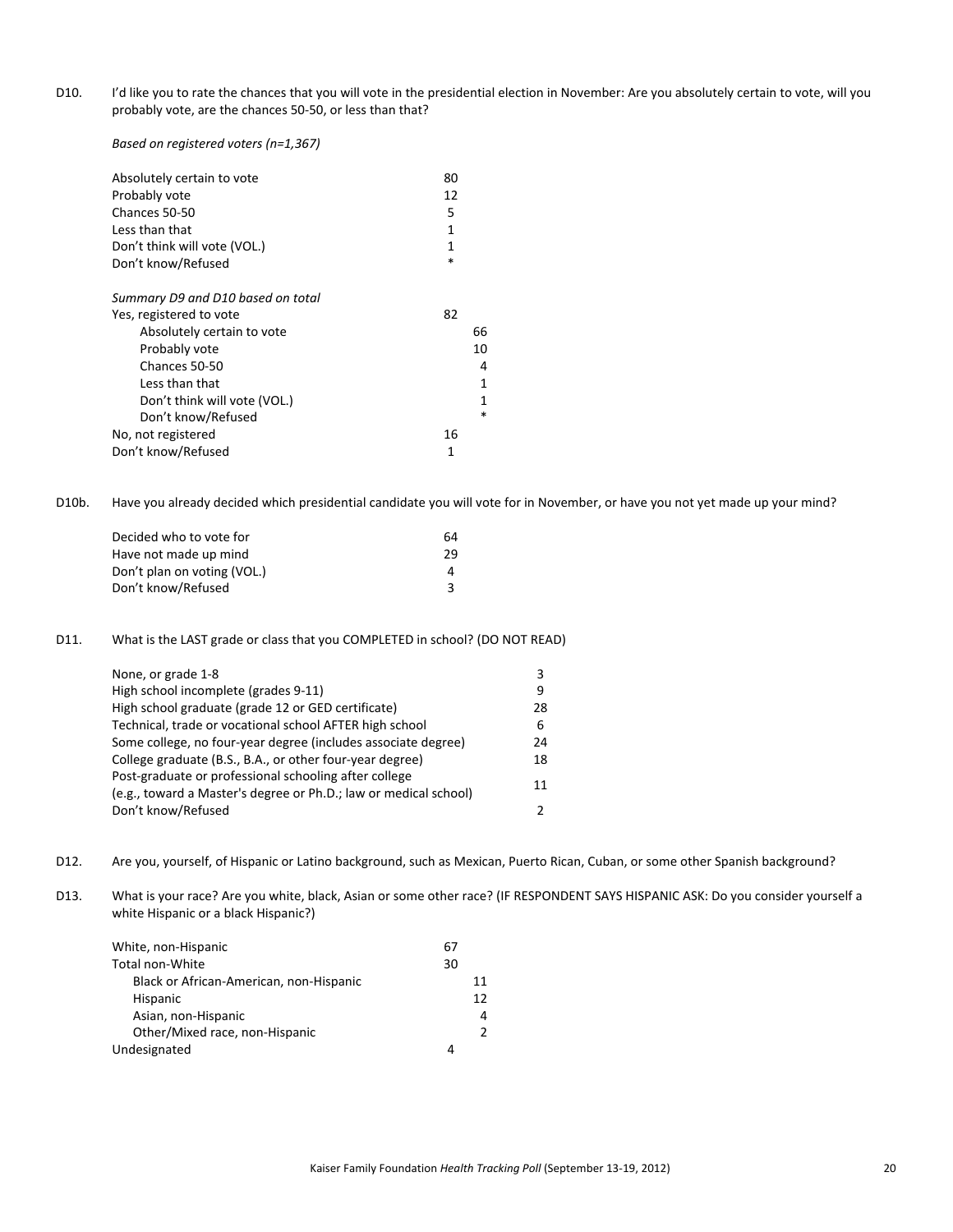D10. I'd like you to rate the chances that you will vote in the presidential election in November: Are you absolutely certain to vote, will you probably vote, are the chances 50-50, or less than that?

*Based on registered voters (n=1,367)*

| | | |
|---|---|---|
| Absolutely certain to vote | 80 | |
| Probably vote | 12 | |
| Chances 50-50 | 5 | |
| Less than that | 1 | |
| Don't think will vote (VOL.) | 1 | |
| Don't know/Refused | * | |
| *Summary D9 and D10 based on total* | | |
| Yes, registered to vote | 82 | |
| Absolutely certain to vote | | 66 |
| Probably vote | | 10 |
| Chances 50-50 | | 4 |
| Less than that | | 1 |
| Don't think will vote (VOL.) | | 1 |
| Don't know/Refused | | * |
| No, not registered | 16 | |
| Don't know/Refused | 1 | |

D10b. Have you already decided which presidential candidate you will vote for in November, or have you not yet made up your mind?

| | |
|---|---|
| Decided who to vote for | 64 |
| Have not made up mind | 29 |
| Don't plan on voting (VOL.) | 4 |
| Don't know/Refused | 3 |

D11. What is the LAST grade or class that you COMPLETED in school? (DO NOT READ)

| | |
|---|---|
| None, or grade 1-8 | 3 |
| High school incomplete (grades 9-11) | 9 |
| High school graduate (grade 12 or GED certificate) | 28 |
| Technical, trade or vocational school AFTER high school | 6 |
| Some college, no four-year degree (includes associate degree) | 24 |
| College graduate (B.S., B.A., or other four-year degree) | 18 |
| Post-graduate or professional schooling after college (e.g., toward a Master's degree or Ph.D.; law or medical school) | 11 |
| Don't know/Refused | 2 |

D12. Are you, yourself, of Hispanic or Latino background, such as Mexican, Puerto Rican, Cuban, or some other Spanish background?

D13. What is your race? Are you white, black, Asian or some other race? (IF RESPONDENT SAYS HISPANIC ASK: Do you consider yourself a white Hispanic or a black Hispanic?)

| | | |
|---|---|---|
| White, non-Hispanic | 67 | |
| Total non-White | 30 | |
| Black or African-American, non-Hispanic | | 11 |
| Hispanic | | 12 |
| Asian, non-Hispanic | | 4 |
| Other/Mixed race, non-Hispanic | | 2 |
| Undesignated | 4 | |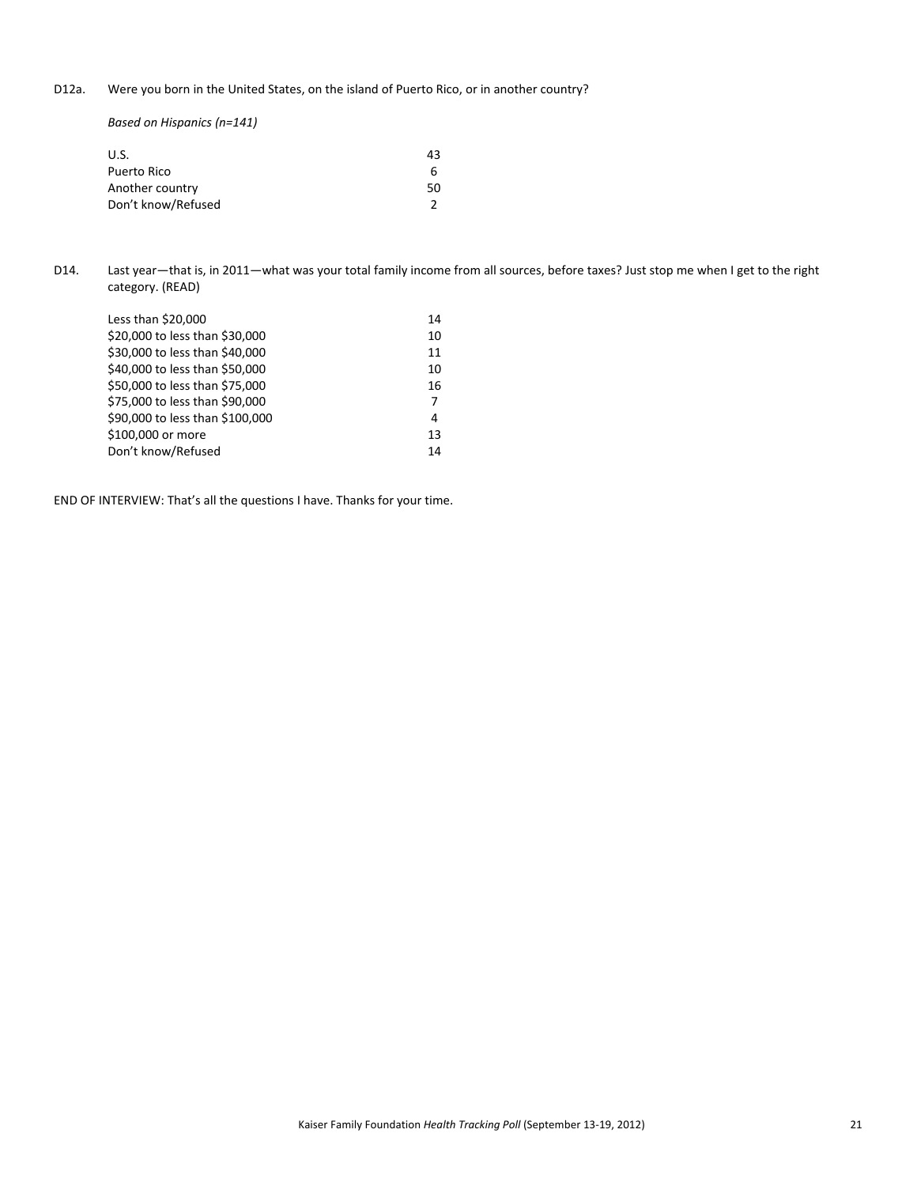D12a. Were you born in the United States, on the island of Puerto Rico, or in another country?

*Based on Hispanics (n=141)*

| | |
|---|---|
| U.S. | 43 |
| Puerto Rico | 6 |
| Another country | 50 |
| Don't know/Refused | 2 |

D14. Last year—that is, in 2011—what was your total family income from all sources, before taxes? Just stop me when I get to the right category. (READ)

| | |
|---|---|
| Less than $20,000 | 14 |
| $20,000 to less than $30,000 | 10 |
| $30,000 to less than $40,000 | 11 |
| $40,000 to less than $50,000 | 10 |
| $50,000 to less than $75,000 | 16 |
| $75,000 to less than $90,000 | 7 |
| $90,000 to less than $100,000 | 4 |
| $100,000 or more | 13 |
| Don't know/Refused | 14 |

END OF INTERVIEW: That's all the questions I have. Thanks for your time.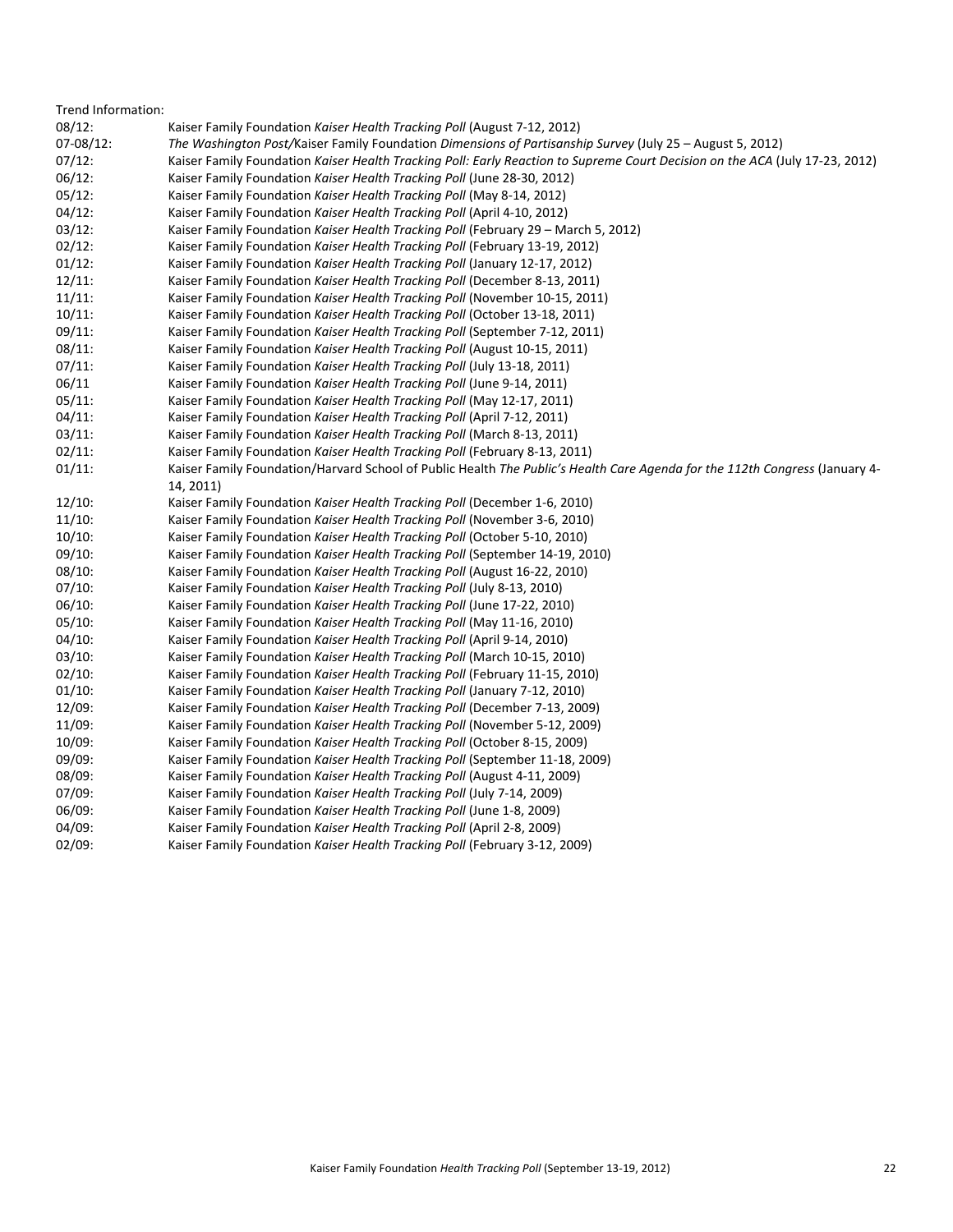Trend Information:

| | |
|---|---|
| 08/12: | Kaiser Family Foundation *Kaiser Health Tracking Poll* (August 7-12, 2012) |
| 07-08/12: | *The Washington Post/*Kaiser Family Foundation *Dimensions of Partisanship Survey* (July 25 – August 5, 2012) |
| 07/12: | Kaiser Family Foundation *Kaiser Health Tracking Poll: Early Reaction to Supreme Court Decision on the ACA* (July 17-23, 2012) |
| 06/12: | Kaiser Family Foundation *Kaiser Health Tracking Poll* (June 28-30, 2012) |
| 05/12: | Kaiser Family Foundation *Kaiser Health Tracking Poll* (May 8-14, 2012) |
| 04/12: | Kaiser Family Foundation *Kaiser Health Tracking Poll* (April 4-10, 2012) |
| 03/12: | Kaiser Family Foundation *Kaiser Health Tracking Poll* (February 29 – March 5, 2012) |
| 02/12: | Kaiser Family Foundation *Kaiser Health Tracking Poll* (February 13-19, 2012) |
| 01/12: | Kaiser Family Foundation *Kaiser Health Tracking Poll* (January 12-17, 2012) |
| 12/11: | Kaiser Family Foundation *Kaiser Health Tracking Poll* (December 8-13, 2011) |
| 11/11: | Kaiser Family Foundation *Kaiser Health Tracking Poll* (November 10-15, 2011) |
| 10/11: | Kaiser Family Foundation *Kaiser Health Tracking Poll* (October 13-18, 2011) |
| 09/11: | Kaiser Family Foundation *Kaiser Health Tracking Poll* (September 7-12, 2011) |
| 08/11: | Kaiser Family Foundation *Kaiser Health Tracking Poll* (August 10-15, 2011) |
| 07/11: | Kaiser Family Foundation *Kaiser Health Tracking Poll* (July 13-18, 2011) |
| 06/11 | Kaiser Family Foundation *Kaiser Health Tracking Poll* (June 9-14, 2011) |
| 05/11: | Kaiser Family Foundation *Kaiser Health Tracking Poll* (May 12-17, 2011) |
| 04/11: | Kaiser Family Foundation *Kaiser Health Tracking Poll* (April 7-12, 2011) |
| 03/11: | Kaiser Family Foundation *Kaiser Health Tracking Poll* (March 8-13, 2011) |
| 02/11: | Kaiser Family Foundation *Kaiser Health Tracking Poll* (February 8-13, 2011) |
| 01/11: | Kaiser Family Foundation/Harvard School of Public Health *The Public's Health Care Agenda for the 112th Congress* (January 4-14, 2011) |
| 12/10: | Kaiser Family Foundation *Kaiser Health Tracking Poll* (December 1-6, 2010) |
| 11/10: | Kaiser Family Foundation *Kaiser Health Tracking Poll* (November 3-6, 2010) |
| 10/10: | Kaiser Family Foundation *Kaiser Health Tracking Poll* (October 5-10, 2010) |
| 09/10: | Kaiser Family Foundation *Kaiser Health Tracking Poll* (September 14-19, 2010) |
| 08/10: | Kaiser Family Foundation *Kaiser Health Tracking Poll* (August 16-22, 2010) |
| 07/10: | Kaiser Family Foundation *Kaiser Health Tracking Poll* (July 8-13, 2010) |
| 06/10: | Kaiser Family Foundation *Kaiser Health Tracking Poll* (June 17-22, 2010) |
| 05/10: | Kaiser Family Foundation *Kaiser Health Tracking Poll* (May 11-16, 2010) |
| 04/10: | Kaiser Family Foundation *Kaiser Health Tracking Poll* (April 9-14, 2010) |
| 03/10: | Kaiser Family Foundation *Kaiser Health Tracking Poll* (March 10-15, 2010) |
| 02/10: | Kaiser Family Foundation *Kaiser Health Tracking Poll* (February 11-15, 2010) |
| 01/10: | Kaiser Family Foundation *Kaiser Health Tracking Poll* (January 7-12, 2010) |
| 12/09: | Kaiser Family Foundation *Kaiser Health Tracking Poll* (December 7-13, 2009) |
| 11/09: | Kaiser Family Foundation *Kaiser Health Tracking Poll* (November 5-12, 2009) |
| 10/09: | Kaiser Family Foundation *Kaiser Health Tracking Poll* (October 8-15, 2009) |
| 09/09: | Kaiser Family Foundation *Kaiser Health Tracking Poll* (September 11-18, 2009) |
| 08/09: | Kaiser Family Foundation *Kaiser Health Tracking Poll* (August 4-11, 2009) |
| 07/09: | Kaiser Family Foundation *Kaiser Health Tracking Poll* (July 7-14, 2009) |
| 06/09: | Kaiser Family Foundation *Kaiser Health Tracking Poll* (June 1-8, 2009) |
| 04/09: | Kaiser Family Foundation *Kaiser Health Tracking Poll* (April 2-8, 2009) |
| 02/09: | Kaiser Family Foundation *Kaiser Health Tracking Poll* (February 3-12, 2009) |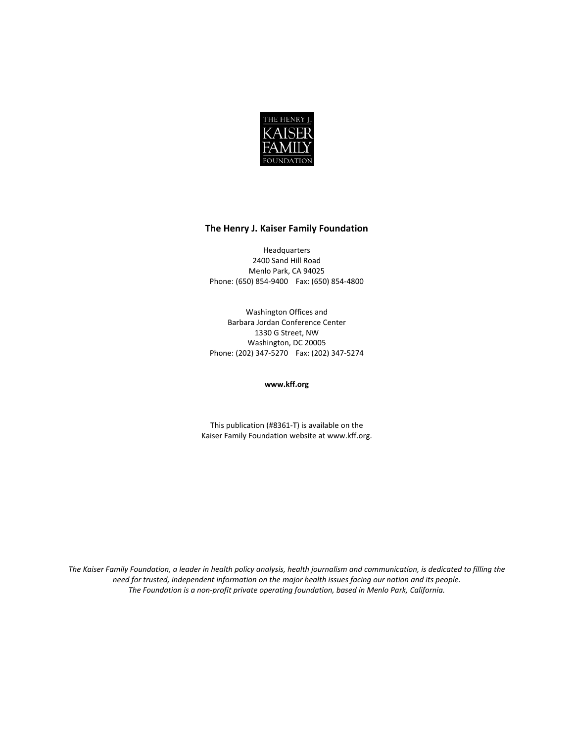THE HENRY J. KAISER FAMILY FOUNDATION

**The Henry J. Kaiser Family Foundation**

Headquarters
2400 Sand Hill Road
Menlo Park, CA 94025
Phone: (650) 854-9400 Fax: (650) 854-4800

Washington Offices and
Barbara Jordan Conference Center
1330 G Street, NW
Washington, DC 20005
Phone: (202) 347-5270 Fax: (202) 347-5274

**www.kff.org**

This publication (#8361-T) is available on the
Kaiser Family Foundation website at www.kff.org.

*The Kaiser Family Foundation, a leader in health policy analysis, health journalism and communication, is dedicated to filling the need for trusted, independent information on the major health issues facing our nation and its people. The Foundation is a non-profit private operating foundation, based in Menlo Park, California.*